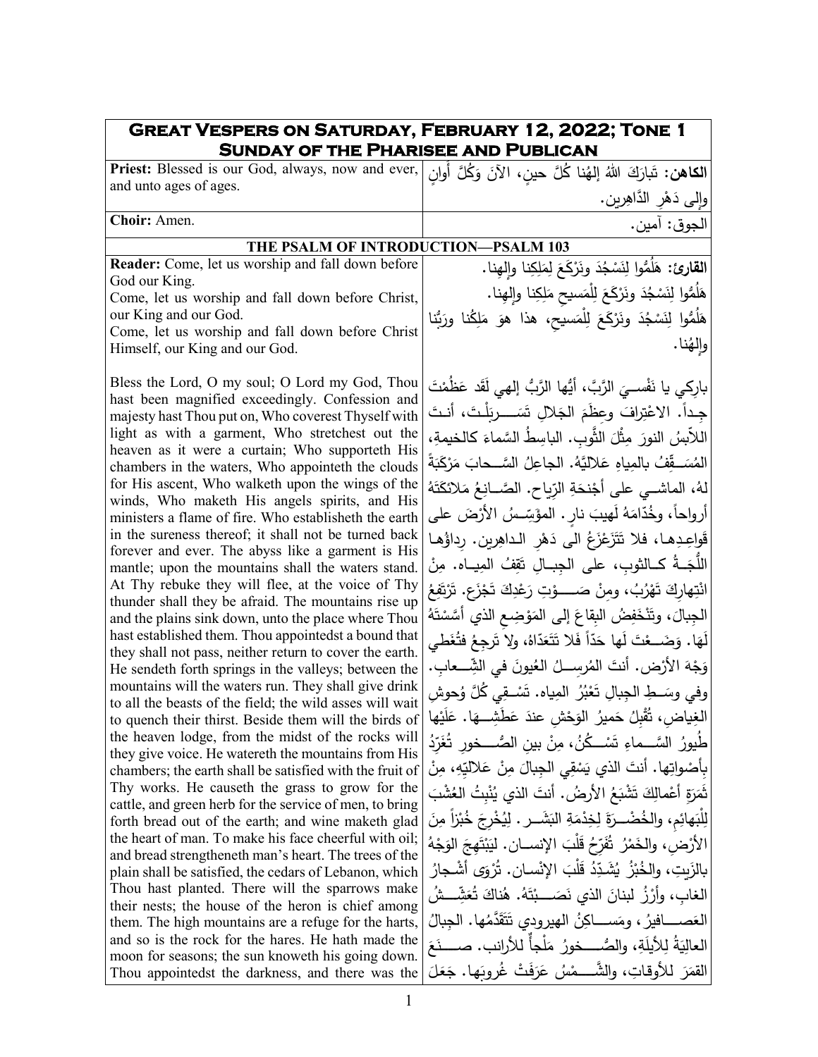# Great Vespers on Saturday, February 12, 2022; Tone 1
## Sunday of the Pharisee and Publican

| | |
|---|---|
| **Priest:** Blessed is our God, always, now and ever, and unto ages of ages. | **الكاهن:** تَبارَكَ اللهُ إلهُنا كُلَّ حينٍ، الآنَ وَكُلَّ أوانٍ وإلى دَهْرِ الدَّاهِرين. |
| **Choir:** Amen. | الجوق: آمين. |

### THE PSALM OF INTRODUCTION—PSALM 103

| | |
|---|---|
| **Reader:** Come, let us worship and fall down before God our King.<br>Come, let us worship and fall down before Christ, our King and our God.<br>Come, let us worship and fall down before Christ Himself, our King and our God.<br><br>Bless the Lord, O my soul; O Lord my God, Thou hast been magnified exceedingly. Confession and majesty hast Thou put on, Who coverest Thyself with light as with a garment, Who stretchest out the heaven as it were a curtain; Who supporteth His chambers in the waters, Who appointeth the clouds for His ascent, Who walketh upon the wings of the winds, Who maketh His angels spirits, and His ministers a flame of fire. Who establisheth the earth in the sureness thereof; it shall not be turned back forever and ever. The abyss like a garment is His mantle; upon the mountains shall the waters stand. At Thy rebuke they will flee, at the voice of Thy thunder shall they be afraid. The mountains rise up and the plains sink down, unto the place where Thou hast established them. Thou appointedst a bound that they shall not pass, neither return to cover the earth. He sendeth forth springs in the valleys; between the mountains will the waters run. They shall give drink to all the beasts of the field; the wild asses will wait to quench their thirst. Beside them will the birds of the heaven lodge, from the midst of the rocks will they give voice. He watereth the mountains from His chambers; the earth shall be satisfied with the fruit of Thy works. He causeth the grass to grow for the cattle, and green herb for the service of men, to bring forth bread out of the earth; and wine maketh glad the heart of man. To make his face cheerful with oil; and bread strengtheneth man's heart. The trees of the plain shall be satisfied, the cedars of Lebanon, which Thou hast planted. There will the sparrows make their nests; the house of the heron is chief among them. The high mountains are a refuge for the harts, and so is the rock for the hares. He hath made the moon for seasons; the sun knoweth his going down. Thou appointedst the darkness, and there was the | **القارئ:** هَلُمُّوا لِنَسْجُدَ ونَرْكَعَ لِمَلِكِنا وإلهِنا.<br>هَلُمُّوا لِنَسْجُدَ ونَرْكَعَ لِلْمَسيحِ مَلِكِنا وإلهِنا.<br>هَلُمُّوا لِنَسْجُدَ ونَرْكَعَ لِلْمَسيحِ، هذا هوَ مَلِكُنا ورَبُّنا وإلهُنا.<br><br>بارِكي يا نَفْسيَ الرَّبَّ، أيُّها الرَّبُّ إلهي لَقَد عَظُمْتَ جِداً. الاعْتِرافَ وعِظَمَ الجَلالِ تَسَربَلْتَ، أنتَ اللاّبِسُ النورَ مِثْلَ الثَّوبِ. الباسِطُ السَّماءَ كالخيمةِ، المُسَقِّفُ بالمِياهِ عَلالِيَّهُ. الجاعِلُ السَّحابَ مَرْكَبَةً لهُ، الماشي على أجْنَحَةِ الرِّياحِ. الصَّانِعُ مَلائكَتَهُ أرواحاً، وخُدّامَهُ لَهيبَ نارٍ. المؤَسِّسُ الأرْضَ على قَواعِدِها، فلا تَتَزَعْزَعُ الى دَهْرِ الداهِرين. رِداؤُها اللُّجَةُ كالثوبِ، على الجِبالِ تَقِفُ المِياه. مِنْ انْتِهارِكَ تَهْرُبُ، ومِنْ صَوْتِ رَعْدِكَ تَجْزَع. تَرْتَفِعُ الجِبالَ، وتَنْخَفِضُ البِقاعَ إلى المَوْضِعِ الذي أسَّسْتَهُ لَهَا. وَضَعْتَ لَها حَدّاً فَلا تَتَعَدّاهُ، ولا تَرجِعُ فتُغَطي وَجْهَ الأرْض. أنتَ المُرسِلُ العُيونَ في الشِّعابِ. وفي وسَطِ الجِبالِ تَعْبُرُ المِياه. تَسْقِي كُلَّ وُحوشِ الغِياضِ، تُقْبِلُ حَميرُ الوَحْشِ عندَ عَطَشِهَا. عَلَيْها طُيورُ السَّماءِ تَسْكُنُ، مِنْ بينِ الصُّخورِ تُغَرِّدُ بِأصْواتِها. أنتَ الذي يَسْقِي الجِبالَ مِنْ عَلالِيّهِ، مِنْ ثَمَرَةِ أعْمالِكَ تَشْبَعُ الأرضُ. أنتَ الذي يُنْبِتُ العُشْبَ لِلْبَهائِمِ، والخُضْرَةَ لِخِدْمَةِ البَشَرِ. لِيُخْرِجَ خُبْزاً مِنَ الأرْضِ، والخَمْرُ تُفَرِّحُ قَلْبَ الإنسان. لِيَبْتَهِجَ الوَجْهُ بالزَيتِ، والخُبْزُ يُشَدِّدُ قَلْبَ الإنْسان. تُرْوَى أشْجارُ الغابِ، وأرْزُ لبنانَ الذي نَصَبْتَهُ. هُناكَ تُعَشِّشُ العَصافيرُ، ومَساكِنُ الهيرودي تَتَقَدَّمُها. الجِبالُ العالِيَةُ لِلأيلَةِ، والصُّخورُ مَلْجأٌ للأرانب. صَنَعَ القمَرَ للأوقاتِ، والشَّمْسُ عَرَفَتْ غُروبَها. جَعَلَ |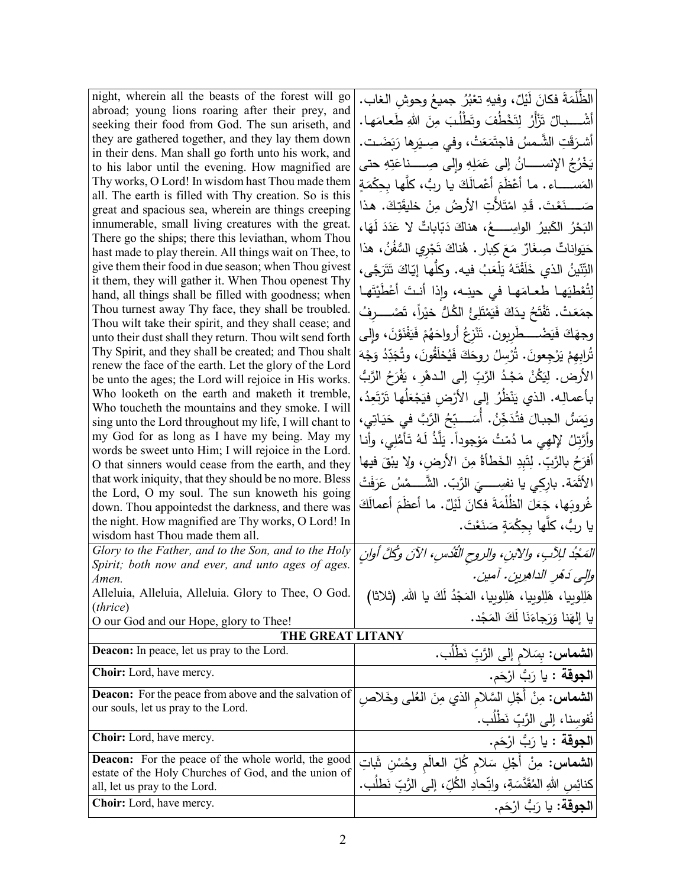| | |
|---|---|
| night, wherein all the beasts of the forest will go abroad; young lions roaring after their prey, and seeking their food from God. The sun ariseth, and they are gathered together, and they lay them down in their dens. Man shall go forth unto his work, and to his labor until the evening. How magnified are Thy works, O Lord! In wisdom hast Thou made them all. The earth is filled with Thy creation. So is this great and spacious sea, wherein are things creeping innumerable, small living creatures with the great. There go the ships; there this leviathan, whom Thou hast made to play therein. All things wait on Thee, to give them their food in due season; when Thou givest it them, they will gather it. When Thou openest Thy hand, all things shall be filled with goodness; when Thou turnest away Thy face, they shall be troubled. Thou wilt take their spirit, and they shall cease; and unto their dust shall they return. Thou wilt send forth Thy Spirit, and they shall be created; and Thou shalt renew the face of the earth. Let the glory of the Lord be unto the ages; the Lord will rejoice in His works. Who looketh on the earth and maketh it tremble, Who toucheth the mountains and they smoke. I will sing unto the Lord throughout my life, I will chant to my God for as long as I have my being. May my words be sweet unto Him; I will rejoice in the Lord. O that sinners would cease from the earth, and they that work iniquity, that they should be no more. Bless the Lord, O my soul. The sun knoweth his going down. Thou appointedst the darkness, and there was the night. How magnified are Thy works, O Lord! In wisdom hast Thou made them all. | الظُّلْمَةَ فكانَ لَيْلٌ، وفيهِ تعْبُرُ جميعُ وحوشِ الغاب. أشْـبالٌ تزْأرُ لِتَخْطُفَ وتَطْلُبَ مِنَ اللهِ طَعامَها. أشرَقَتِ الشَّمسُ فاجتَمَعَتْ، وفي صِيَرِها رَبَضَت. يَخْرُجُ الإنسانُ إلى عَمَلِهِ وإلى صِناعَتِهِ حتى المَساء. ما أعْظَمَ أعْمالَكَ يا ربُّ، كلَّها بِحِكْمَةٍ صَنَعْتَ. قَدِ امْتَلأَتِ الأرضُ مِنْ خليقَتِكَ. هذا البَحْرُ الكَبيرُ الواسِعُ، هناكَ دبّاباتٌ لا عَدَدَ لَهَا، حَيَواناتٌ صِغَارٌ مَعَ كِبار. هُناكَ تَجْرِي السُّفُنُ، هذا التِّنِّينُ الذي خَلَقْتَهُ يَلْعَبُ فيه. وكلُّها إيّاكَ تَتَرَجَّى، لِتُعْطِيَها طعامَها في حينِه، وإذا أنتَ أعْطَيْتَها جمَعَتْ. تَفْتَحُ يدَكَ فَيَمْتَلِئُ الكُلُّ خيْراً، تَصْرِفُ وجهَكَ فَيَضْطَرِبون. تَنْزِعُ أرواحَهُمْ فَيَفْنَوْنَ، وإلى تُرابِهِمْ يَرْجِعونَ. تُرْسِلُ روحَكَ فَيُخلَقُونَ، وتُجَدِّدُ وَجْهَ الأرض. لِيَكُنْ مَجْدُ الرَّبِّ إلى الدهْرِ، يَفْرَحُ الرَّبُّ بأعمالِه. الذي يَنْظُرُ إلى الأرْضِ فيَجْعَلُها تَرْتَعِدُ، ويَمَسُّ الجبالَ فتُدَخِّنُ. أُسَبِّحُ الرَّبَّ في حَيَاتِي، وأرَتِّلُ لإلهِي ما دُمْتُ مَوْجوداً. يَلَذُّ لَهُ تَأمُّلِي، وأنا أفرَحُ بالرَّبّ. لِتَبِدِ الخَطأةُ مِنَ الأرضِ، ولا يبْقَ فيها الأثَمة. بارِكِي يا نفسِيَ الرَّبّ. الشَّمْسُ عَرَفَتْ غُروبَها، جَعَلَ الظُّلْمَةَ فكانَ لَيْلٌ. ما أعظَمَ أعمالَكَ يا ربُّ، كلَّها بِحِكْمَةٍ صَنَعْتَ. |
| *Glory to the Father, and to the Son, and to the Holy Spirit; both now and ever, and unto ages of ages. Amen.*<br>Alleluia, Alleluia, Alleluia. Glory to Thee, O God. (*thrice*)<br>O our God and our Hope, glory to Thee! | *المَجْدُ للآبِ، والابنِ، والروحِ القُدُسِ، الآنَ وكُلَّ أوانٍ وإلى دَهْرِ الداهرين. آمين.*<br>هَلِلوييا، هَلِلوييا، هَلِلوييا، المَجْدُ لَكَ يا الله. (ثلاثا)<br>يا إلهَنا وَرَجاءَنَا لَكَ المَجْد. |
| **THE GREAT LITANY** | |
| **Deacon:** In peace, let us pray to the Lord. | **الشماس:** بِسَلامٍ إلى الرَّبِّ نَطْلُب. |
| **Choir:** Lord, have mercy. | **الجوقة** : يا رَبُّ ارْحَم. |
| **Deacon:** For the peace from above and the salvation of our souls, let us pray to the Lord. | **الشماس:** مِنْ أَجْلِ السَّلامِ الذي مِنَ العُلى وخَلاصِ نُفوسِنا، إلى الرَّبِّ نَطْلُب. |
| **Choir:** Lord, have mercy. | **الجوقة** : يا رَبُّ ارْحَم. |
| **Deacon:** For the peace of the whole world, the good estate of the Holy Churches of God, and the union of all, let us pray to the Lord. | **الشماس:** مِنْ أَجْلِ سَلامِ كُلِّ العالَمِ وحُسْنِ ثَباتِ كنائِسِ اللهِ المُقَدَّسَةِ، واتِّحادِ الكُلِّ، إلى الرَّبِّ نَطْلُب. |
| **Choir:** Lord, have mercy. | **الجوقة:** يا رَبُّ ارْحَم. |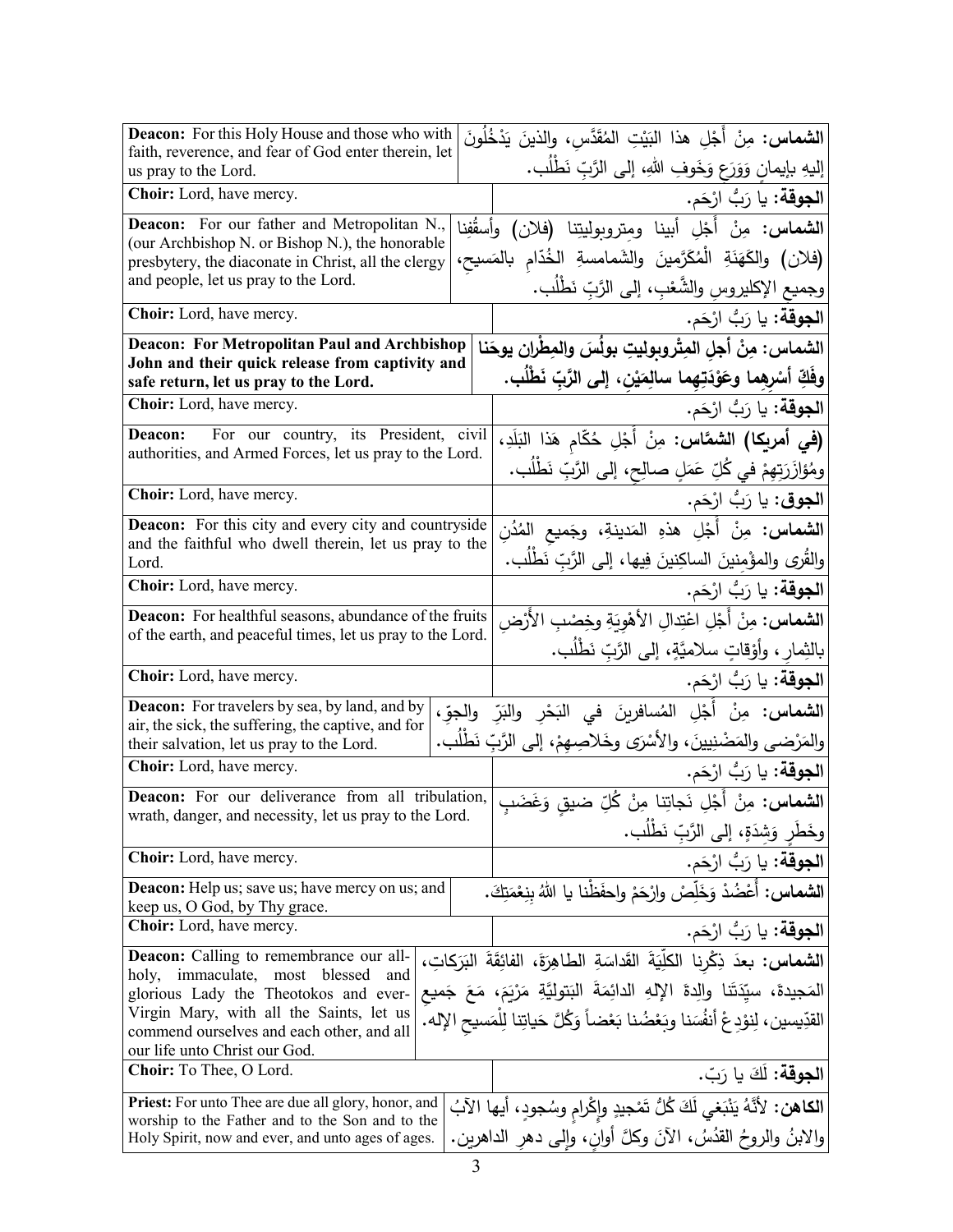| English | Arabic |
|---|---|
| **Deacon:** For this Holy House and those who with faith, reverence, and fear of God enter therein, let us pray to the Lord. | **الشماس:** مِنْ أَجْلِ هذا البَيْتِ المُقَدَّسِ، والذينَ يَدْخُلُونَ إليهِ بإيمانٍ وَوَرَعٍ وَخَوفِ اللهِ، إلى الرَّبِّ نَطْلُب. |
| **Choir:** Lord, have mercy. | **الجوقة:** يا رَبُّ ارْحَم. |
| **Deacon:** For our father and Metropolitan N., (our Archbishop N. or Bishop N.), the honorable presbytery, the diaconate in Christ, all the clergy and people, let us pray to the Lord. | **الشماس:** مِنْ أَجْلِ أبينا ومتروبوليتِنا (فلان) وأسقُفِنا (فلان) والكَهَنَةِ الْمُكَرَّمينَ والشَمامسةِ الخُدّامِ بالمَسيح، وجميعِ الإكليروسِ والشَّعْبِ، إلى الرَّبِّ نَطْلُب. |
| **Choir:** Lord, have mercy. | **الجوقة:** يا رَبُّ ارْحَم. |
| **Deacon: For Metropolitan Paul and Archbishop John and their quick release from captivity and safe return, let us pray to the Lord.** | **الشماس: مِنْ أجلِ المِتْروبوليتِ بولُسَ والمِطْرانِ يوحَنا وفَكِّ أسْرِهِما وعَوْدَتِهِما سالِمَيْنِ، إلى الرَّبِّ نَطْلُب.** |
| **Choir:** Lord, have mercy. | **الجوقة:** يا رَبُّ ارْحَم. |
| **Deacon:** For our country, its President, civil authorities, and Armed Forces, let us pray to the Lord. | **(في أمريكا) الشمَّاس:** مِنْ أَجْلِ حُكّامِ هَذا البَلَدِ، ومُؤازَرَتِهِمْ في كُلِّ عَمَلٍ صالِحٍ، إلى الرَّبِّ نَطْلُب. |
| **Choir:** Lord, have mercy. | **الجوق:** يا رَبُّ ارْحَم. |
| **Deacon:** For this city and every city and countryside and the faithful who dwell therein, let us pray to the Lord. | **الشماس:** مِنْ أَجْلِ هذهِ المَدينةِ، وجَميعِ المُدُنِ والقُرى والمؤْمِنينَ الساكِنينَ فِيها، إلى الرَّبِّ نَطْلُب. |
| **Choir:** Lord, have mercy. | **الجوقة:** يا رَبُّ ارْحَم. |
| **Deacon:** For healthful seasons, abundance of the fruits of the earth, and peaceful times, let us pray to the Lord. | **الشماس:** مِنْ أَجْلِ اعْتِدالِ الأَهْوِيَةِ وخِصْبِ الأَرْضِ بالثِمارِ، وأَوْقاتٍ سلاميَّةٍ، إلى الرَّبِّ نَطْلُب. |
| **Choir:** Lord, have mercy. | **الجوقة:** يا رَبُّ ارْحَم. |
| **Deacon:** For travelers by sea, by land, and by air, the sick, the suffering, the captive, and for their salvation, let us pray to the Lord. | **الشماس:** مِنْ أَجْلِ المُسافرينَ في البَحْرِ والبَرِّ والجوِّ، والمَرْضى والمَضْنِيينَ، والأَسْرَى وخَلاصِهِمْ، إلى الرَّبِّ نَطْلُب. |
| **Choir:** Lord, have mercy. | **الجوقة:** يا رَبُّ ارْحَم. |
| **Deacon:** For our deliverance from all tribulation, wrath, danger, and necessity, let us pray to the Lord. | **الشماس:** مِنْ أَجْلِ نَجاتِنا مِنْ كُلِّ ضيقٍ وَغَضَبٍ وخَطَرٍ وَشِدَةٍ، إلى الرَّبِّ نَطْلُب. |
| **Choir:** Lord, have mercy. | **الجوقة:** يا رَبُّ ارْحَم. |
| **Deacon:** Help us; save us; have mercy on us; and keep us, O God, by Thy grace. | **الشماس:** أَعْضُدْ وَخَلِّصْ وارْحَمْ واحفَظْنا يا اللهُ بِنِعْمَتِكَ. |
| **Choir:** Lord, have mercy. | **الجوقة:** يا رَبُّ ارْحَم. |
| **Deacon:** Calling to remembrance our all-holy, immaculate, most blessed and glorious Lady the Theotokos and ever-Virgin Mary, with all the Saints, let us commend ourselves and each other, and all our life unto Christ our God. | **الشماس:** بعدَ ذِكْرِنا الكلِّيَةَ القَداسَةِ الطاهِرَةَ، الفائِقَةَ البَرَكاتِ، المَجيدةَ، سيِّدَتَنا والِدةَ الإلهِ الدائِمَةَ البَتوليَّةِ مَرْيَمَ، مَعَ جَميعِ القدِّيسين، لِنوْدِعْ أنفُسَنا وبَعْضُنا بَعْضاً وَكُلَّ حَياتِنا لِلْمَسيحِ الإله. |
| **Choir:** To Thee, O Lord. | **الجوقة:** لَكَ يا رَبّ. |
| **Priest:** For unto Thee are due all glory, honor, and worship to the Father and to the Son and to the Holy Spirit, now and ever, and unto ages of ages. | **الكاهن:** لأَنَّهُ يَنْبَغي لَكَ كُلُّ تَمْجيدٍ وإِكْرامٍ وسُجودٍ، أيها الآبُ والابنُ والروحُ القدُسُ، الآنَ وكلَّ أوانٍ، وإلى دهرِ الداهرين. |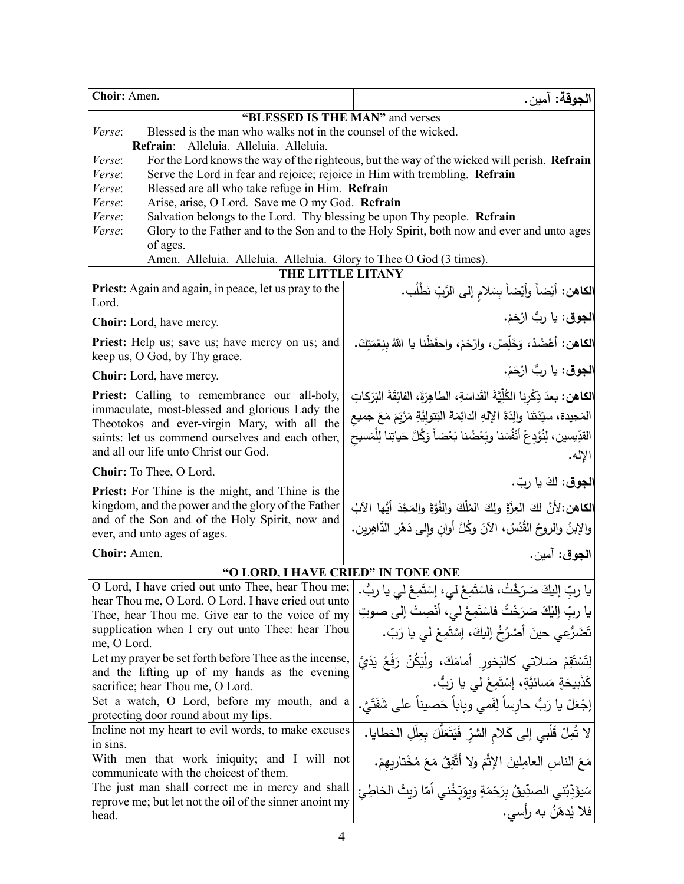| **Choir:** Amen. | **الجوقة:** آمين. |
|---|---|

**"BLESSED IS THE MAN"** and verses

*Verse*: Blessed is the man who walks not in the counsel of the wicked.
**Refrain**: Alleluia. Alleluia. Alleluia.

*Verse*: For the Lord knows the way of the righteous, but the way of the wicked will perish. **Refrain**

*Verse*: Serve the Lord in fear and rejoice; rejoice in Him with trembling. **Refrain**

*Verse*: Blessed are all who take refuge in Him. **Refrain**

*Verse*: Arise, arise, O Lord. Save me O my God. **Refrain**

*Verse*: Salvation belongs to the Lord. Thy blessing be upon Thy people. **Refrain**

*Verse*: Glory to the Father and to the Son and to the Holy Spirit, both now and ever and unto ages of ages.
Amen. Alleluia. Alleluia. Alleluia. Glory to Thee O God (3 times).

**THE LITTLE LITANY**

| | |
|---|---|
| **Priest:** Again and again, in peace, let us pray to the Lord. | **الكاهن:** أيْضاً وأيْضاً بِسَلامٍ إلى الرَّبِّ نَطْلُب. |
| **Choir:** Lord, have mercy. | **الجوق:** يا ربُّ ارْحَمْ. |
| **Priest:** Help us; save us; have mercy on us; and keep us, O God, by Thy grace. | **الكاهن:** أعْضُدْ، وَخَلِّصْ، وارْحَمْ، واحفَظْنا يا اللهُ بِنِعْمَتِكَ. |
| **Choir:** Lord, have mercy. | **الجوق:** يا ربُّ ارْحَمْ. |
| **Priest:** Calling to remembrance our all-holy, immaculate, most-blessed and glorious Lady the Theotokos and ever-virgin Mary, with all the saints: let us commend ourselves and each other, and all our life unto Christ our God. | **الكاهن:** بعدَ ذِكْرِنا الكُلِّيَّةَ القَداسَةِ، الطاهِرَةَ، الفائِقَةَ البَرَكاتِ المَجيدة، سيِّدَتَنا والِدَةَ الإلهِ الدائِمَةَ البَتوليَّةِ مَرْيَمَ مَعَ جميعِ القدِّيسين، لِنُوْدِعْ أنْفُسَنا وبَعْضُنا بَعْضاً وَكُلَّ حَياتِنا لِلْمَسيحِ الإله. |
| **Choir:** To Thee, O Lord. | **الجوق:** لكَ يا ربّ. |
| **Priest:** For Thine is the might, and Thine is the kingdom, and the power and the glory of the Father and of the Son and of the Holy Spirit, now and ever, and unto ages of ages. | **الكاهن:** لأنَّ لكَ العِزَّةَ ولكَ المُلْكَ والقُوَّةَ والمَجْدَ أيُّها الآبُ والإبنُ والروحُ القُدُسُ، الآنَ وكُلَّ أوانٍ وإلى دَهْرِ الدَّاهِرين. |
| **Choir:** Amen. | **الجوق:** آمين. |

**"O LORD, I HAVE CRIED" IN TONE ONE**

| | |
|---|---|
| O Lord, I have cried out unto Thee, hear Thou me; hear Thou me, O Lord. O Lord, I have cried out unto Thee, hear Thou me. Give ear to the voice of my supplication when I cry out unto Thee: hear Thou me, O Lord. | يا ربِّ إليكَ صَرَخْتُ، فاسْتَمِعْ لي، إسْتَمِعْ لي يا ربُّ. يا ربِّ إلَيْكَ صَرَخْتُ فاسْتَمِعْ لي، أنْصِتْ إلى صوتِ تَضَرُّعي حينَ أصْرُخُ إليكَ، إسْتَمِعْ لي يا رَبّ. |
| Let my prayer be set forth before Thee as the incense, and the lifting up of my hands as the evening sacrifice; hear Thou me, O Lord. | لِتَسْتَقِمْ صَلاتي كالبَخورِ أمامَكَ، ولْيَكُنْ رَفْعُ يَدَيَّ كَذَبيحَةٍ مَسائيَّةٍ، إسْتَمِعْ لي يا رَبُّ. |
| Set a watch, O Lord, before my mouth, and a protecting door round about my lips. | إجْعَلْ يا رَبُّ حارِساً لِفَمي وباباً حَصيناً على شَفَتَيَّ. |
| Incline not my heart to evil words, to make excuses in sins. | لا تُمِلْ قَلْبي إلى كَلامِ الشرّ فَيَتَعَلَّلَ بِعِلَلِ الخطايا. |
| With men that work iniquity; and I will not communicate with the choicest of them. | مَعَ الناسِ العامِلينَ الإثْمَ ولا أتَّفِقُ مَعَ مُخْتاريهِمْ. |
| The just man shall correct me in mercy and shall reprove me; but let not the oil of the sinner anoint my head. | سَيؤَدِّبُني الصدّيقُ بِرَحْمَةٍ ويوَبِّخُني أمّا زيتُ الخاطِئِ فلا يُدهَنُ به رأسي. |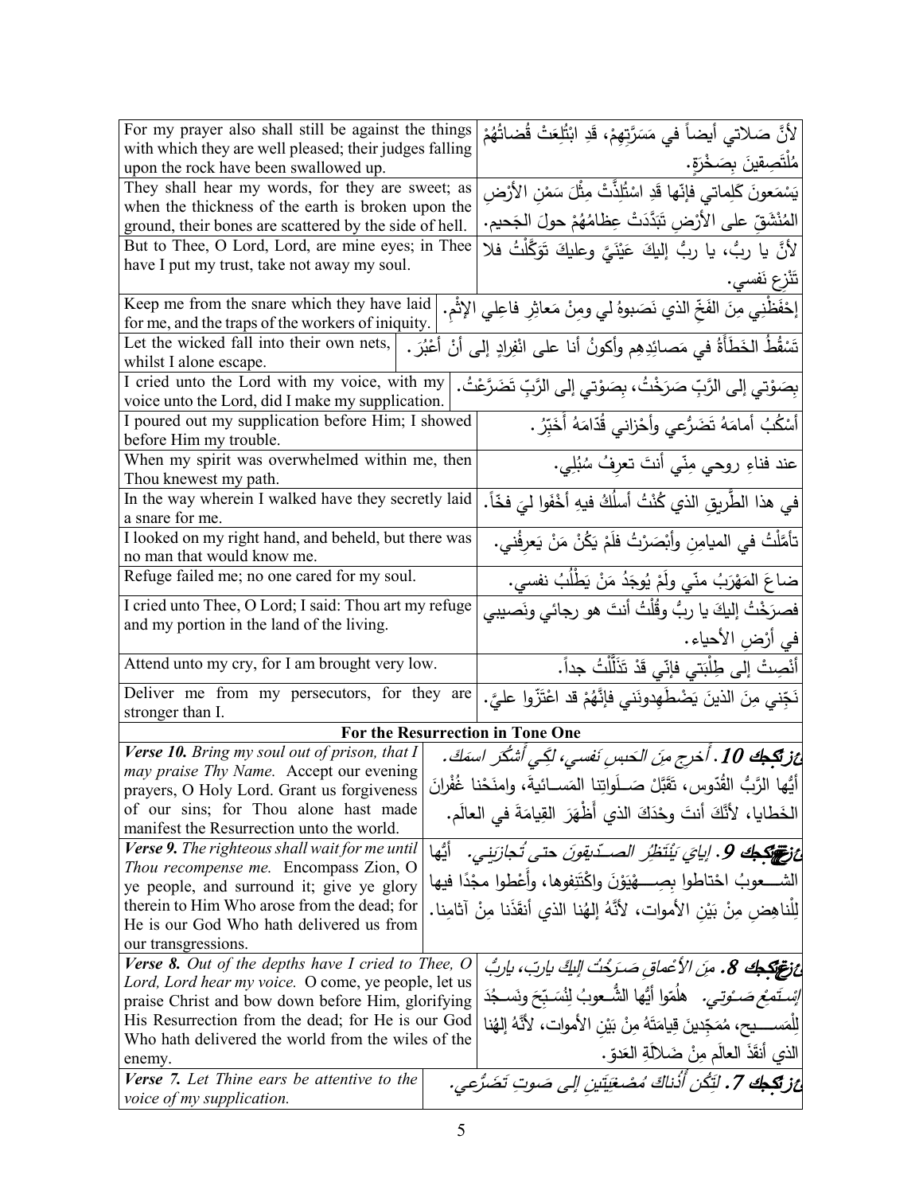| | |
|---|---|
| For my prayer also shall still be against the things with which they are well pleased; their judges falling upon the rock have been swallowed up. | لأنَّ صَلاتي أيضاً في مَسَرَّتِهِمْ، قَدِ ابْتُلِعَتْ قُضاتُهُمْ مُلْتَصِقينَ بِصَخْرَةٍ. |
| They shall hear my words, for they are sweet; as when the thickness of the earth is broken upon the ground, their bones are scattered by the side of hell. | يَسْمَعونَ كَلِماتي فإنّها قَدِ اسْتُلِذَّتْ مِثْلَ سَمْنِ الأَرْضِ المُنْشَقِّ على الأَرْضِ تَبَدَّدَتْ عِظامُهُمْ حولَ الجَحيم. |
| But to Thee, O Lord, Lord, are mine eyes; in Thee have I put my trust, take not away my soul. | لأنَّ يا ربُّ، يا ربُّ إليكَ عَيْنَيَّ وعليكَ تَوَكَّلْتُ فلا تَنْزِعِ نَفسي. |
| Keep me from the snare which they have laid for me, and the traps of the workers of iniquity. | إحْفَظْنِي مِنَ الفَخِّ الذي نَصَبوهُ لي ومِنْ مَعاثِرِ فاعِلِي الإثْم. |
| Let the wicked fall into their own nets, whilst I alone escape. | تَسْقُطُ الخَطَأَةُ في مَصائِدِهِم وأكونُ أنا على انْفِرادٍ إلى أنْ أَعْبُرَ. |
| I cried unto the Lord with my voice, with my voice unto the Lord, did I make my supplication. | بِصَوْتي إلى الرَّبِّ صَرَخْتُ، بِصَوْتي إلى الرَّبِّ تَضَرَّعْتُ. |
| I poured out my supplication before Him; I showed before Him my trouble. | أسْكُبُ أمامَهُ تَضَرُّعي وأحْزاني قُدّامَهُ أُخَبِّرُ. |
| When my spirit was overwhelmed within me, then Thou knewest my path. | عند فناءِ روحي مِنّي أنتَ تعرِفُ سُبُلِي. |
| In the way wherein I walked have they secretly laid a snare for me. | في هذا الطَّريقِ الذي كُنْتُ أسلُكُ فيهِ أخْفَوا ليَ فخّاً. |
| I looked on my right hand, and beheld, but there was no man that would know me. | تأمَّلْتُ في الميامِنِ وأبْصَرْتُ فلَمْ يَكُنْ مَنْ يَعرِفُني. |
| Refuge failed me; no one cared for my soul. | ضاعَ المَهْرَبُ منّي ولَمْ يُوجَدْ مَنْ يَطْلُبُ نفسي. |
| I cried unto Thee, O Lord; I said: Thou art my refuge and my portion in the land of the living. | فصرَخْتُ إليكَ يا ربُّ وقُلْتُ أنتَ هو رجائي ونَصيبي في أرْضِ الأحياء. |
| Attend unto my cry, for I am brought very low. | أنْصِتْ إلى طِلْبَتي فإنّي قَدْ تَذَلَّلْتُ جداً. |
| Deliver me from my persecutors, for they are stronger than I. | نَجِّني مِنَ الذينَ يَضْطَهِدونَني فإنَّهُمْ قد اعْتَزّوا عليَّ. |
| **For the Resurrection in Tone One** | |
| ***Verse 10.*** *Bring my soul out of prison, that I may praise Thy Name.* Accept our evening prayers, O Holy Lord. Grant us forgiveness of our sins; for Thou alone hast made manifest the Resurrection unto the world. | ***عز تكجك 10.*** *أخرِج مِنَ الحَبسِ نَفسي، لِكَي أشكُرَ اسمَكَ.* أيُّها الرَّبُّ القُدّوس، تَقَبَّلْ صَلَواتِنا المَسائيةَ، وامنَحْنا غُفْرانَ الخَطايا، لأنَّكَ أنتَ وحْدَكَ الذي أَظْهَرَ القِيامَةَ في العالَم. |
| ***Verse 9.*** *The righteous shall wait for me until Thou recompense me.* Encompass Zion, O ye people, and surround it; give ye glory therein to Him Who arose from the dead; for He is our God Who hath delivered us from our transgressions. | ***عز تكجك 9.*** *إيايَ يَنْتَظِرُ الصدّيقونَ حتى تُجازيَني.* أيُّها الشعوبُ احْتاطوا بِصِهْيَوْنَ واكْتَنِفوها، وأعْطوا مجْدًا فيها لِلْناهِضِ مِنْ بَيْنِ الأمْوات، لأنَّهُ إلهُنا الذي أنقَذَنا مِنْ آثامِنا. |
| ***Verse 8.*** *Out of the depths have I cried to Thee, O Lord, Lord hear my voice.* O come, ye people, let us praise Christ and bow down before Him, glorifying His Resurrection from the dead; for He is our God Who hath delivered the world from the wiles of the enemy. | ***عز تكجك 8.*** *مِنَ الأعْماقِ صَرَخْتُ إليكَ يارَبّ، ياربُّ إستَمِعْ صَوْتي.* هلُمّوا أيُّها الشُعوبُ لِنُسَبِّحَ ونَسجُدَ لِلْمَسيح، مُمَجّدينَ قِيامَتَهُ مِنْ بَيْنِ الأموات، لأنَّهُ إلهُنا الذي أنقَذَ العالَمَ مِنْ ضَلالَةِ العَدوّ. |
| ***Verse 7.*** *Let Thine ears be attentive to the voice of my supplication.* | ***عز تكجك 7.*** *لِتَكُن أُذُناكَ مُصْغِيَتَينِ إلى صَوتِ تَضَرُّعي.* |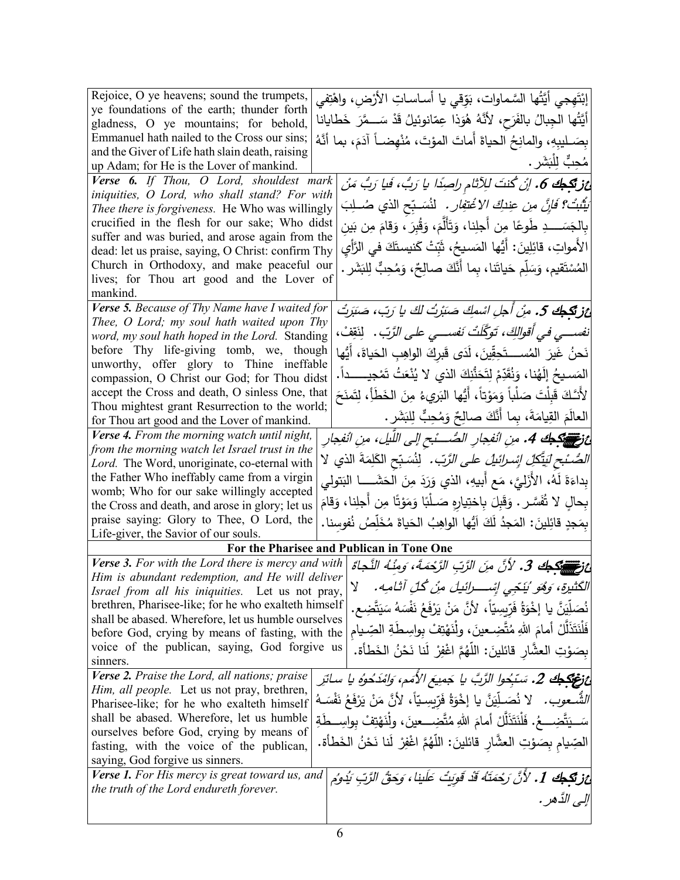| | |
|---|---|
| Rejoice, O ye heavens; sound the trumpets, ye foundations of the earth; thunder forth gladness, O ye mountains; for behold, Emmanuel hath nailed to the Cross our sins; and the Giver of Life hath slain death, raising up Adam; for He is the Lover of mankind. | إبْتَهِجي أيَّتُها السَّماوات، بَوِّقي يا أساساتِ الأرْض، واهْتِفي أيَّتُها الجِبالُ بالفَرَح، لأنَّهُ هُوَذا عِمّانوئيلُ قَدْ سَمَّرَ خَطايانا بِصَليبِهِ، والمانِحُ الحياةَ أَماتَ المَوْتَ، مُنْهِضاً آدَمَ، بما أنَّهُ مُحِبٌّ لِلْبَشَر. |
| ***Verse 6.*** *If Thou, O Lord, shouldest mark iniquities, O Lord, who shall stand? For with Thee there is forgiveness.* He Who was willingly crucified in the flesh for our sake; Who didst suffer and was buried, and arose again from the dead: let us praise, saying, O Christ: confirm Thy Church in Orthodoxy, and make peaceful our lives; for Thou art good and the Lover of mankind. | ***عزيز 6.*** *إنْ كُنتَ للآثامِ راصِدًا يا رَبُّ، فَيا رَبُّ مَنْ يَثْبُتْ؟ فإنَّ مِن عِندِكَ الاغتِفار.* لِنُسَبِّحِ الذي صُلِبَ بِالجَسَدِ طَوعًا مِن أَجلِنا، وَتَأَلَّمَ، وَقُبِرَ، وَقامَ مِن بَينِ الأَمواتِ، قائِلِينَ: أَيُّها المَسيحُ، ثَبِّتْ كَنيسَتَكَ في الرَّأيِ المُسْتَقيم، وَسَلِّم حَياتَنا، بِما أَنَّكَ صالِحٌ، وَمُحِبٌّ لِلبَشَر. |
| ***Verse 5.*** *Because of Thy Name have I waited for Thee, O Lord; my soul hath waited upon Thy word, my soul hath hoped in the Lord.* Standing before Thy life-giving tomb, we, though unworthy, offer glory to Thine ineffable compassion, O Christ our God; for Thou didst accept the Cross and death, O sinless One, that Thou mightest grant Resurrection to the world; for Thou art good and the Lover of mankind. | ***عزيز 5.*** *مِنْ أَجلِ اسْمِكَ صَبَرْتُ لكَ يا رَبّ، صَبَرَتْ نَفسي في أَقوالِكَ، تَوَكَّلَتْ نَفسي على الرَّبّ.* لِنَقِفْ، نَحنُ غَيرَ المُستَحِقِّينَ، لَدَى قَبرِكَ الواهِبِ الحَياةَ، أَيُّها المَسيحُ إلَهُنا، وَنُقَدِّمْ لِتَحَنُّنِكَ الذي لا يُنْعَتُ تَمْجيداً. لأَنَّكَ قَبِلْتَ صَلْباً وَمَوْتاً، أَيُّها البَريءُ مِنَ الخَطَأ، لِتَمنَحَ العالَمَ القِيامَةَ، بِما أَنَّكَ صالِحٌ وَمُحِبٌّ لِلبَشَر. |
| ***Verse 4.*** *From the morning watch until night, from the morning watch let Israel trust in the Lord.* The Word, unoriginate, co-eternal with the Father Who ineffably came from a virgin womb; Who for our sake willingly accepted the Cross and death, and arose in glory; let us praise saying: Glory to Thee, O Lord, the Life-giver, the Savior of our souls. | ***عزيز 4.*** *مِن انفِجارِ الصُّبحِ إلى اللَّيل، مِن انفِجارِ الصُّبحِ لِيَتَّكِلْ إِسرائيلُ على الرَّبّ.* لِنُسَبِّحِ الكَلِمَةَ الذي لا بِداءَةَ لَهُ، الأَزَليَّ، مَع أَبيهِ، الذي وَرَدَ مِنَ الحَشَا البَتولي بِحالٍ لا تُفَسَّر. وَقَبِلَ بِاختِيارِهِ صَلْبًا وَمَوْتًا مِن أَجلِنا، وقامَ بِمَجدٍ قائِلينَ: المَجدُ لَكَ أَيُّها الواهِبُ الحَياةَ مُخَلِّصُ نُفوسِنا. |
| **For the Pharisee and Publican in Tone One** | |
| ***Verse 3.*** *For with the Lord there is mercy and with Him is abundant redemption, and He will deliver Israel from all his iniquities.* Let us not pray, brethren, Pharisee-like; for he who exalteth himself shall be abased. Wherefore, let us humble ourselves before God, crying by means of fasting, with the voice of the publican, saying, God forgive us sinners. | ***عزيز 3.*** *لأنَّ مِنَ الرَّبِّ الرَّحْمَةَ، وَمِنْهُ النَّجاةَ الكَثيرة، وَهُوَ يُنَجِّي إسْرائيلَ مِنْ كُلِّ آثامِه.* لا نُصَلِّيَنَّ يا إخْوَةُ فَرّيسِيّاً، لأنَّ مَنْ يَرْفَعُ نَفْسَهُ سَيَتَّضِع. فَلْنَتَذَلَّلْ أمامَ اللهِ مُتَّضِعينَ، ولْنَهْتِفْ بواسِطَةِ الصِّيامِ بِصَوْتِ العشّارِ قائلينَ: اللّهُمَّ اغْفِرْ لَنا نَحْنُ الخَطأة. |
| ***Verse 2.*** *Praise the Lord, all nations; praise Him, all people.* Let us not pray, brethren, Pharisee-like; for he who exalteth himself shall be abased. Wherefore, let us humble ourselves before God, crying by means of fasting, with the voice of the publican, saying, God forgive us sinners. | ***عزيز 2.*** *سَبِّحُوا الرَّبَّ يا جَميعَ الأُمَمِ، وَامْدَحُوهُ يا سائِرَ الشُّعوب.* لا نُصَلِّيَنَّ يا إخْوَةُ فَرّيسِيّاً، لأنَّ مَنْ يَرْفَعُ نَفْسَهُ سَيَتَّضِعُ. فَلْنَتَذَلَّلْ أمامَ اللهِ مُتَّضِعينَ، ولْنَهْتِفْ بِواسِطَةِ الصِّيامِ بِصَوْتِ العشّارِ قائلينَ: اللّهُمَّ اغْفِرْ لَنا نَحْنُ الخَطأة. |
| ***Verse 1.*** *For His mercy is great toward us, and the truth of the Lord endureth forever.* | ***عزيز 1.*** *لأنَّ رَحْمَتَهُ قَدْ قَوِيَتْ عَلَينا، وَحَقُّ الرَّبِّ يَدُومُ إلى الدَّهر.* |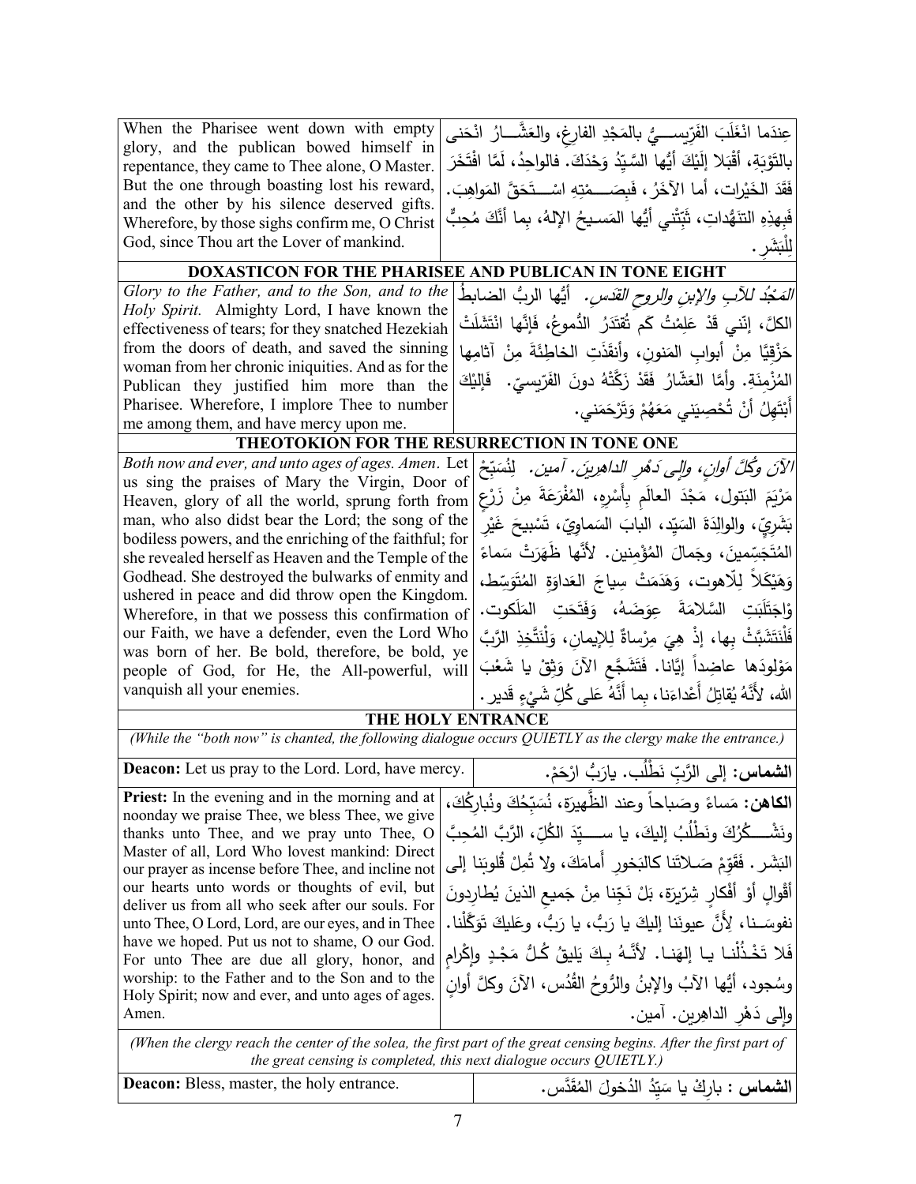| When the Pharisee went down with empty glory, and the publican bowed himself in repentance, they came to Thee alone, O Master. But the one through boasting lost his reward, and the other by his silence deserved gifts. Wherefore, by those sighs confirm me, O Christ God, since Thou art the Lover of mankind. | عِندَما انْغَلَبَ الفَرّيسِـــيُّ بالمَجْدِ الفارِغِ، والعَشَّـــارُ انْحَنى بالتَوْبَةِ، أَقْبَلا إلَيْكَ أيُّها السَّيِّدُ وَحْدَكَ. فالواحِدُ، لَمَّا افْتَخَرَ فَقَدَ الخَيْرات، أما الآخَرُ، فَبِصَـــمْتِهِ اسْـــتَحَقَّ المَواهِبَ. فَبِهذِهِ التَنَهُّداتِ، ثَبِّتْني أيُّها المَسيحُ الإلهُ، بِما أنَّكَ مُحِبٌّ لِلْبَشَر. |
|---|---|
| **DOXASTICON FOR THE PHARISEE AND PUBLICAN IN TONE EIGHT** | |
| *Glory to the Father, and to the Son, and to the Holy Spirit.* Almighty Lord, I have known the effectiveness of tears; for they snatched Hezekiah from the doors of death, and saved the sinning woman from her chronic iniquities. And as for the Publican they justified him more than the Pharisee. Wherefore, I implore Thee to number me among them, and have mercy upon me. | *المَجْدُ للآبِ والإبنِ والروحِ القدس.* أيُّها الربُّ الضابطُ الكلَّ، إنّني قَدْ عَلِمْتُ كَم تُقتَدَرُ الدُّموعُ، فَإنَّها انْتَشَلَتْ حَزْقِيّا مِنْ أبوابِ المَنونِ، وأنقذَتِ الخاطِئَةَ مِنْ آثامِها المُزْمِنَةِ. وأمَّا العَشّارُ فَقَدْ زَكَّتْهُ دونَ الفَرّيسيّ. فَإليكَ أبْتَهِلُ أنْ تُحْصِيَني مَعَهُمْ وَتَرْحَمَني. |
| **THEOTOKION FOR THE RESURRECTION IN TONE ONE** | |
| *Both now and ever, and unto ages of ages. Amen*. Let us sing the praises of Mary the Virgin, Door of Heaven, glory of all the world, sprung forth from man, who also didst bear the Lord; the song of the bodiless powers, and the enriching of the faithful; for she revealed herself as Heaven and the Temple of the Godhead. She destroyed the bulwarks of enmity and ushered in peace and did throw open the Kingdom. Wherefore, in that we possess this confirmation of our Faith, we have a defender, even the Lord Who was born of her. Be bold, therefore, be bold, ye people of God, for He, the All-powerful, will vanquish all your enemies. | *الآنَ وكُلَّ أوانٍ، وإلى دَهْرِ الداهرينَ. آمين.* لِنُسَبِّحْ مَرْيَمَ البَتولَ، مَجْدَ العالَمِ بِأَسْرِهِ، المُفْرَعَةَ مِنْ زَرْعٍ بَشَرِيّ، والوالِدَةَ السيّدَ، البابَ السَماوِيّ، تَسْبيحَ غَيْرِ المُتَجَسِّمينَ، وجَمالَ المُؤْمِنين. لأنَّها ظَهَرَتْ سَماءً وَهَيْكَلاً لِلّاهوت، وَهَدَمَتْ سِياجَ العَداوَةِ المُتَوَسِّط، وْاجْتَلَبَتِ السَّلامَةَ عِوَضَهُ، وَفَتَحَتِ المَلَكوت. فَلْنَتَشَبَّثْ بِها، إذْ هِيَ مِرْساةٌ لِلإيمانِ، وَلْنَتَّخِذِ الرَّبَّ مَوْلودَها عاضِداً إيّانا. فَتَشَجَّع الآنَ وَثِقْ يا شَعْبَ اللهِ، لأنَّهُ يُقاتِلُ أَعْداءَنا، بِما أنَّهُ عَلى كُلِّ شَيْءٍ قَدير. |
| **THE HOLY ENTRANCE** | |
| *(While the "both now" is chanted, the following dialogue occurs QUIETLY as the clergy make the entrance.)* | |
| **Deacon:** Let us pray to the Lord. Lord, have mercy. | **الشماس:** إلى الرَّبِّ نَطْلُب. يارَبُّ ارْحَمْ. |
| **Priest:** In the evening and in the morning and at noonday we praise Thee, we bless Thee, we give thanks unto Thee, and we pray unto Thee, O Master of all, Lord Who lovest mankind: Direct our prayer as incense before Thee, and incline not our hearts unto words or thoughts of evil, but deliver us from all who seek after our souls. For unto Thee, O Lord, Lord, are our eyes, and in Thee have we hoped. Put us not to shame, O our God. For unto Thee are due all glory, honor, and worship: to the Father and to the Son and to the Holy Spirit; now and ever, and unto ages of ages. Amen. | **الكاهن:** مَساءً وصَباحاً وعند الظَّهيرَة، نُسَبِّحُكَ ونُبارِكُكَ، ونَشْـــكُرُكَ ونَطْلُبُ إليكَ، يا ســـيِّدَ الكُلِّ، الرَّبَّ المُحِبَّ البَشَر. فَقَوِّمْ صَـلاتَنا كالبَخورِ أَمامَكَ، ولا تُمِلْ قُلوبَنا إلى أَقْوالٍ أَوْ أَفْكارٍ شِرّيرَة، بَلْ نَجِّنا مِنْ جَميعِ الذينَ يُطارِدونَ نفوسَـنا، لِأَنَّ عيونَنا إليكَ يا رَبُّ، يا رَبُّ، وعَليكَ تَوَكَّلْنا. فَلا تَخْذُلْنـا يـا إلهَنـا. لأنَّـهُ بِـكَ يَليقُ كُـلُّ مَجْـدٍ وإكْرامٍ وسُجود، أيُّها الآبُ والإبنُ والرُّوحُ القُدُس، الآنَ وكلَّ أوانٍ وإلى دَهْرِ الداهِرين. آمين. |
| *(When the clergy reach the center of the solea, the first part of the great censing begins. After the first part of the great censing is completed, this next dialogue occurs QUIETLY.)* | |
| **Deacon:** Bless, master, the holy entrance. | **الشماس :** بارِكْ يا سَيِّدُ الدُخولَ المُقَدَّس. |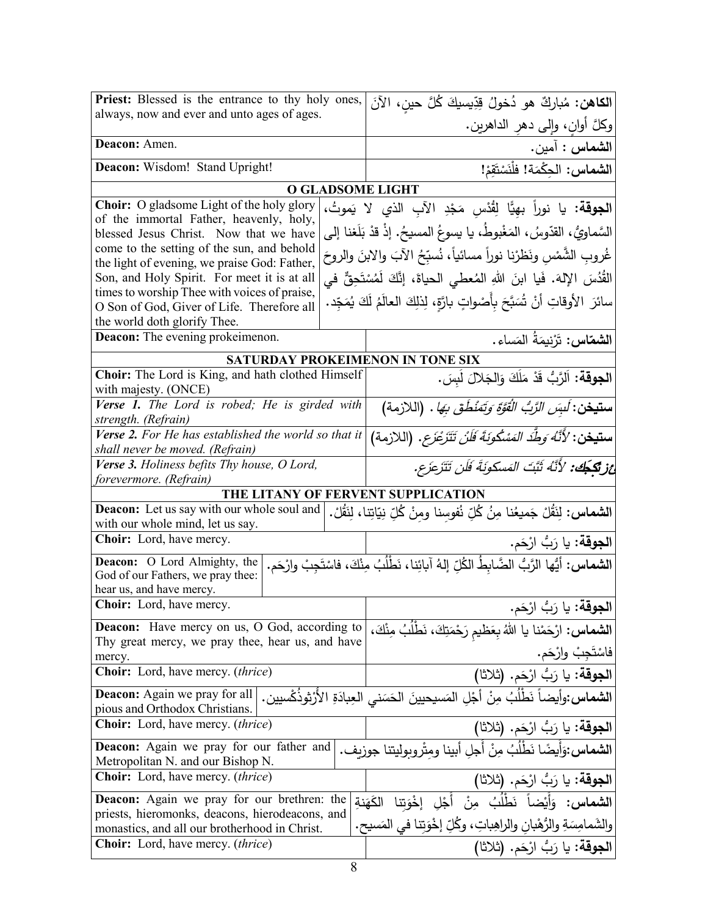| English | Arabic |
|---|---|
| **Priest:** Blessed is the entrance to thy holy ones, always, now and ever and unto ages of ages. | **الكاهن:** مُباركٌ هو دُخولُ قِدّيسيكَ كُلَّ حينٍ، الآنَ وكلَّ أوانٍ، وإلى دهرِ الداهرين. |
| **Deacon:** Amen. | **الشماس :** آمين. |
| **Deacon:** Wisdom! Stand Upright! | **الشماس:** الحِكْمَة! فلْنَسْتَقِمْ! |
| **O GLADSOME LIGHT** | |
| **Choir:** O gladsome Light of the holy glory of the immortal Father, heavenly, holy, blessed Jesus Christ. Now that we have come to the setting of the sun, and behold the light of evening, we praise God: Father, Son, and Holy Spirit. For meet it is at all times to worship Thee with voices of praise, O Son of God, Giver of Life. Therefore all the world doth glorify Thee. | **الجوقة:** يا نوراً بهيًّا لِقُدْسِ مَجْدِ الآبِ الذي لا يَموتُ، السَّماويُّ، القدّوسُ، المَغْبوطُ، يا يسوعُ المسيحُ. إذْ قدْ بَلَغنا إلى غُروبِ الشَّمْسِ ونَظَرْنا نوراً مسائياً، نُسبِّحُ الآبَ والابنَ والروحَ القُدُسَ الإلهَ. فَيا ابنَ اللهِ المُعطي الحياة، إنَّكَ لَمُسْتَحِقٌّ في سائرَ الأوقاتِ أنْ تُسَبَّحَ بِأَصْواتٍ بارَّةٍ، لِذلِكَ العالَمُ لَكَ يُمَجِّد. |
| **Deacon:** The evening prokeimenon. | **الشمّاس:** تَرْنيمَةُ المَساء. |
| **SATURDAY PROKEIMENON IN TONE SIX** | |
| **Choir:** The Lord is King, and hath clothed Himself with majesty. (ONCE) | **الجوقة:** اَلرَّبُّ قَدْ مَلَكَ وَالجَلالَ لَبِسَ. |
| ***Verse 1.*** *The Lord is robed; He is girded with strength. (Refrain)* | **ستيخن:** *لَبِسَ الرَّبُّ القُوَّةَ وَتَمَنْطَقَ بِهَا .* (اللازمة) |
| ***Verse 2.*** *For He has established the world so that it shall never be moved. (Refrain)* | **ستيخن:** *لأَنَّهُ وَطَّدَ المَسْكُونَةَ فَلَنْ تَتَزَعْزَع.* (اللازمة) |
| ***Verse 3.*** *Holiness befits Thy house, O Lord, forevermore. (Refrain)* | ***ع ز ك ج ك:*** *لأَنَّهُ ثَبَّتَ المَسكونَةَ فَلَن تَتَزعزَع.* |
| **THE LITANY OF FERVENT SUPPLICATION** | |
| **Deacon:** Let us say with our whole soul and with our whole mind, let us say. | **الشماس:** لِنَقُلْ جَميعُنا مِنْ كُلِّ نُفوسِنا ومِنْ كُلِّ نِيّاتِنا، لِنَقُلْ. |
| **Choir:** Lord, have mercy. | **الجوقة:** يا رَبُّ ارْحَم. |
| **Deacon:** O Lord Almighty, the God of our Fathers, we pray thee: hear us, and have mercy. | **الشماس:** أيُّها الرَّبُّ الضَّابِطُ الكُلِّ إلهُ آبائِنا، نَطْلُبُ مِنْكَ، فاسْتَجِبْ وارْحَم. |
| **Choir:** Lord, have mercy. | **الجوقة:** يا رَبُّ ارْحَم. |
| **Deacon:** Have mercy on us, O God, according to Thy great mercy, we pray thee, hear us, and have mercy. | **الشماس:** ارْحَمْنا يا اللهُ بِعَظيمِ رَحْمَتِكَ، نَطْلُبُ مِنْكَ، فاسْتَجِبْ وارْحَم. |
| **Choir:** Lord, have mercy. (*thrice*) | **الجوقة:** يا رَبُّ ارْحَم. (ثلاثا) |
| **Deacon:** Again we pray for all pious and Orthodox Christians. | **الشماس:**وأيضاً نَطْلُبُ مِنْ أجْلِ المَسيحيينَ الحَسَني العِبادَةِ الأُرْثوذُكْسيين. |
| **Choir:** Lord, have mercy. (*thrice*) | **الجوقة:** يا رَبُّ ارْحَم. (ثلاثا) |
| **Deacon:** Again we pray for our father and Metropolitan N. and our Bishop N. | **الشماس:**وَأيضًا نَطْلُبُ مِنْ أَجلِ أبينا ومِتْروبوليتنا جوزيف. |
| **Choir:** Lord, have mercy. (*thrice*) | **الجوقة:** يا رَبُّ ارْحَم. (ثلاثا) |
| **Deacon:** Again we pray for our brethren: the priests, hieromonks, deacons, hierodeacons, and monastics, and all our brotherhood in Christ. | **الشماس:** وَأَيْضاً نَطْلُبُ مِنْ أَجْلِ إخْوَتِنا الكَهَنةِ والشَمامِسَةِ والرُّهْبانِ والراهِباتِ، وكُلِّ إخْوَتِنا في المَسيح. |
| **Choir:** Lord, have mercy. (*thrice*) | **الجوقة:** يا رَبُّ ارْحَم. (ثلاثا) |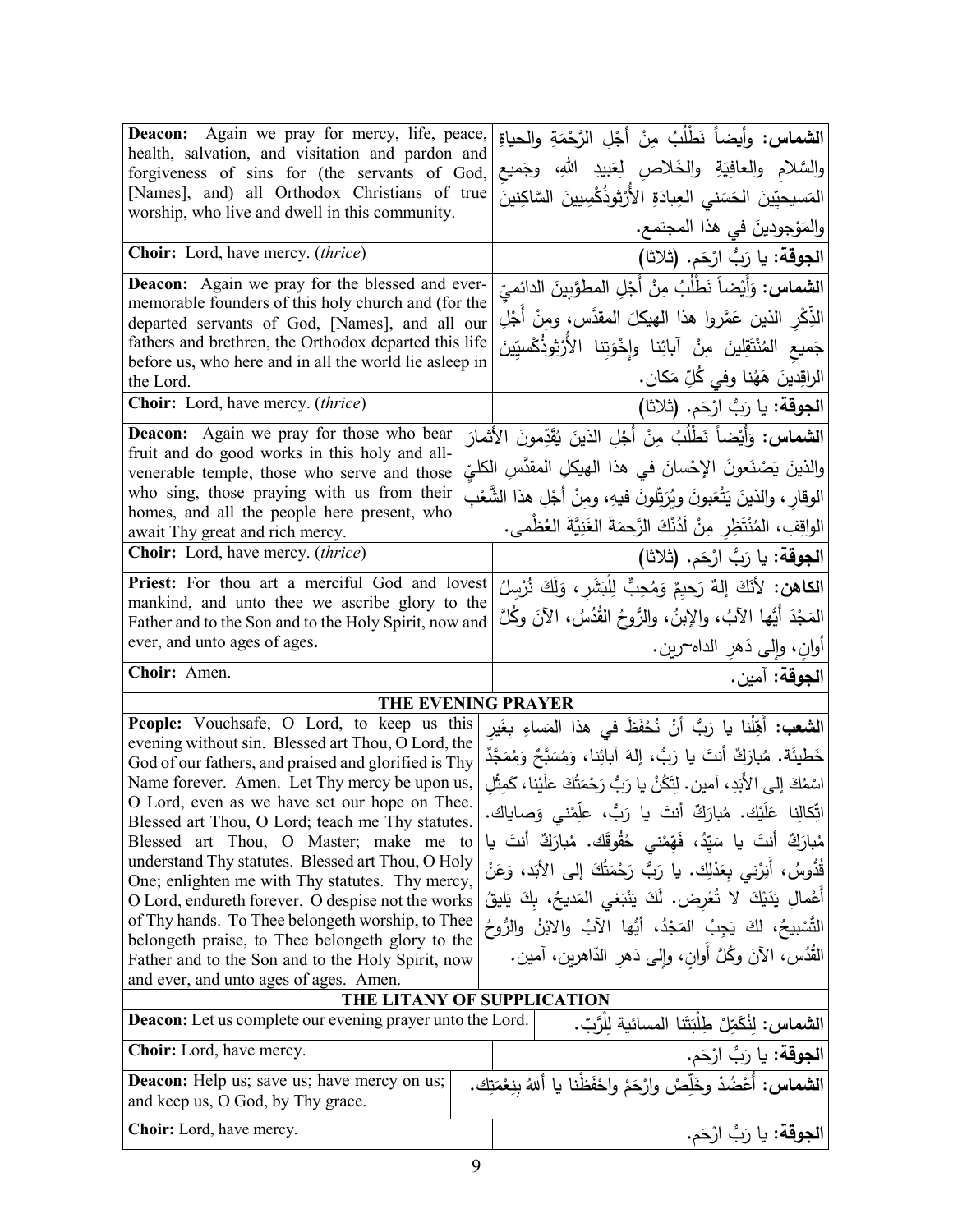| | |
|---|---|
| **Deacon:** Again we pray for mercy, life, peace, health, salvation, and visitation and pardon and forgiveness of sins for (the servants of God, [Names], and) all Orthodox Christians of true worship, who live and dwell in this community. | **الشماس:** وأيضاً نَطْلُبُ مِنْ أَجْلِ الرَّحْمَةِ والحياةِ والسَّلامِ والعافِيَةِ والخَلاصِ لِعَبيدِ اللهِ، وجَميعِ المَسيحيّينَ الحَسَني العِبادَةِ الأُرْثوذُكْسِيينَ السَّاكِنينَ والمَوْجودينَ في هذا المجتمع. |
| **Choir:** Lord, have mercy. (*thrice*) | **الجوقة:** يا رَبُّ ارْحَم. (ثلاثا) |
| **Deacon:** Again we pray for the blessed and ever-memorable founders of this holy church and (for the departed servants of God, [Names], and all our fathers and brethren, the Orthodox departed this life before us, who here and in all the world lie asleep in the Lord. | **الشماس:** وَأَيْضاً نَطْلُبُ مِنْ أَجْلِ المطوَّبينَ الدائميِّ الذِّكْرِ الذين عَمَّروا هذا الهيكلَ المقدَّس، ومِنْ أَجْلِ جَميعِ المُنْتَقِلينَ مِنْ آبائِنا وإِخْوَتِنا الأُرْثوذُكْسيّينَ الراقِدينَ هَهُنا وفي كُلِّ مَكان. |
| **Choir:** Lord, have mercy. (*thrice*) | **الجوقة:** يا رَبُّ ارْحَم. (ثلاثا) |
| **Deacon:** Again we pray for those who bear fruit and do good works in this holy and all-venerable temple, those who serve and those who sing, those praying with us from their homes, and all the people here present, who await Thy great and rich mercy. | **الشماس:** وَأَيْضاً نَطْلُبُ مِنْ أَجْلِ الذينَ يُقَدِّمونَ الأثمارَ والذينَ يَصْنَعونَ الإحْسانَ في هذا الهيكلِ المقدَّسِ الكليِّ الوقارِ، والذينَ يَتْعَبونَ ويُرَتِّلونَ فيهِ، ومِنْ أَجْلِ هذا الشَّعْبِ الواقِفِ، المُنْتَظِرِ مِنْ لَدُنْكَ الرَّحمَةَ الغَنِيَّةَ العُظْمى. |
| **Choir:** Lord, have mercy. (*thrice*) | **الجوقة:** يا رَبُّ ارْحَم. (ثلاثا) |
| **Priest:** For thou art a merciful God and lovest mankind, and unto thee we ascribe glory to the Father and to the Son and to the Holy Spirit, now and ever, and unto ages of ages. | **الكاهن:** لأَنَّكَ إلهٌ رَحيمٌ وَمُحِبٌّ لِلْبَشَرِ، وَلَكَ نُرْسِلُ المَجْدَ أَيُّها الآبُ، والإبنُ، والرُّوحُ القُدُسُ، الآنَ وكُلَّ أوانٍ، وإلى دَهرِ الداهرين. |
| **Choir:** Amen. | **الجوقة:** آمين. |

## THE EVENING PRAYER

| | |
|---|---|
| **People:** Vouchsafe, O Lord, to keep us this evening without sin. Blessed art Thou, O Lord, the God of our fathers, and praised and glorified is Thy Name forever. Amen. Let Thy mercy be upon us, O Lord, even as we have set our hope on Thee. Blessed art Thou, O Lord; teach me Thy statutes. Blessed art Thou, O Master; make me to understand Thy statutes. Blessed art Thou, O Holy One; enlighten me with Thy statutes. Thy mercy, O Lord, endureth forever. O despise not the works of Thy hands. To Thee belongeth worship, to Thee belongeth praise, to Thee belongeth glory to the Father and to the Son and to the Holy Spirit, now and ever, and unto ages of ages. Amen. | **الشعب:** أَهِّلْنا يا رَبُّ أَنْ نُحْفَظَ في هذا المَساءِ بِغَيرِ خَطيئَة. مُبارَكٌ أنتَ يا رَبُّ، إلهَ آبائِنا، وَمُسَبَّحٌ وَمُمَجَّدٌ اسْمُكَ إلى الأَبَدِ، آمين. لِتَكُنْ يا رَبُّ رَحْمَتُكَ عَلَيْنا، كَمِثْلِ اتِّكالِنا عَلَيْك. مُبارَكٌ أنتَ يا رَبُّ، عَلِّمْني وَصاياك. مُبارَكٌ أنتَ يا سَيِّدُ، فَهِّمْني حُقُوقَك. مُبارَكٌ أنتَ يا قُدُّوسُ، أَنِرْني بِعَدْلِك. يا رَبُّ رَحْمَتُكَ إلى الأَبَد، وَعَنْ أَعْمالِ يَدَيْكَ لا تُعْرِض. لَكَ يَنْبَغي المَديحُ، بِكَ يَليقُ التَّسْبيحُ، لكَ يَجِبُ المَجْدُ، أَيُّها الآبُ والابْنُ والرُّوحُ القُدُس، الآنَ وكُلَّ أوانٍ، وإلى دَهرِ الدّاهرين، آمين. |

## THE LITANY OF SUPPLICATION

| | |
|---|---|
| **Deacon:** Let us complete our evening prayer unto the Lord. | **الشماس:** لِنُكَمِّلْ طِلْبَتَنا المسائية لِلْرَّبّ. |
| **Choir:** Lord, have mercy. | **الجوقة:** يا رَبُّ ارْحَم. |
| **Deacon:** Help us; save us; have mercy on us; and keep us, O God, by Thy grace. | **الشماس:** أَعْضُدْ وخَلِّصْ وارْحَمْ واحْفَظْنا يا أللهُ بِنِعْمَتِك. |
| **Choir:** Lord, have mercy. | **الجوقة:** يا رَبُّ ارْحَم. |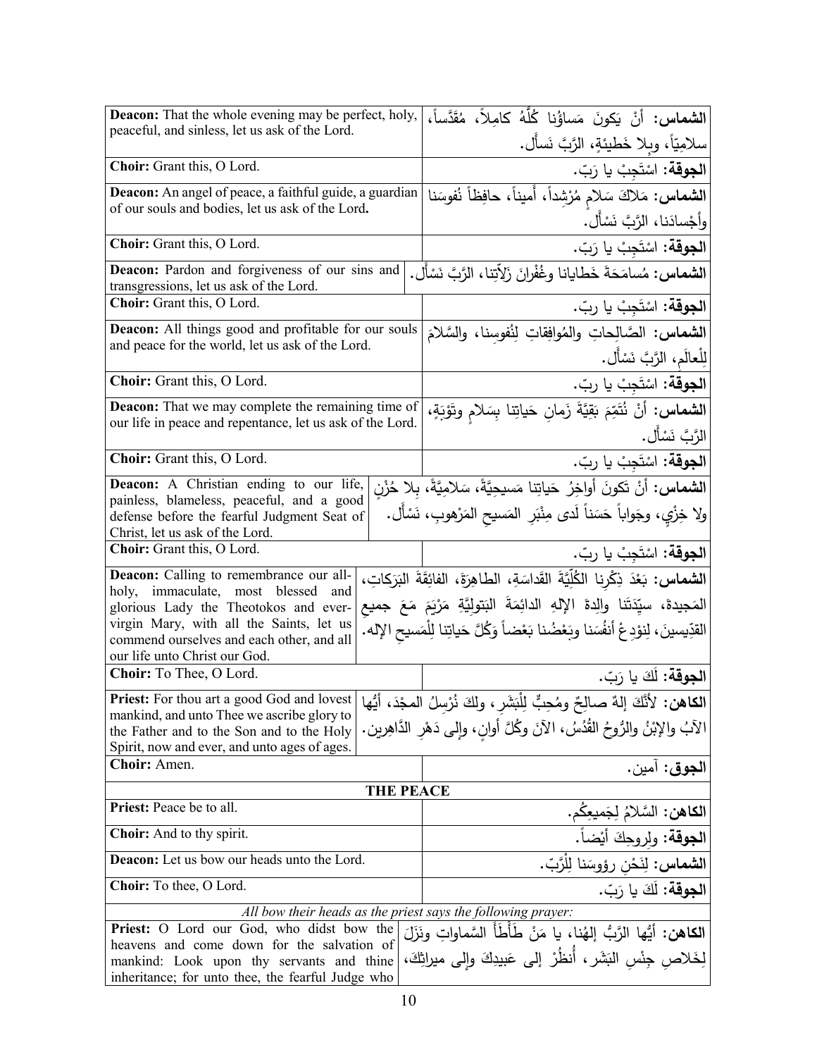| English | Arabic |
|---|---|
| **Deacon:** That the whole evening may be perfect, holy, peaceful, and sinless, let us ask of the Lord. | **الشماس:** أنْ يَكونَ مَساؤُنا كُلُّهُ كامِلاً، مُقَدَّساً، سلامِيّاً، وبِلا خَطيئةٍ، الرَّبَّ نَسأَل. |
| **Choir:** Grant this, O Lord. | **الجوقة:** اسْتَجِبْ يا رَبّ. |
| **Deacon:** An angel of peace, a faithful guide, a guardian of our souls and bodies, let us ask of the Lord**.** | **الشماس:** مَلاكَ سَلامٍ مُرْشِداً، أَميناً، حافِظاً نُفوسَنا وأَجْسادَنا، الرَّبَّ نَسْأَل. |
| **Choir:** Grant this, O Lord. | **الجوقة:** اسْتَجِبْ يا رَبّ. |
| **Deacon:** Pardon and forgiveness of our sins and transgressions, let us ask of the Lord. | **الشماس:** مُسامَحَةَ خَطايانا وغُفْرانَ زَلاّتِنا، الرَّبَّ نَسْأَل. |
| **Choir:** Grant this, O Lord. | **الجوقة:** اسْتَجِبْ يا ربّ. |
| **Deacon:** All things good and profitable for our souls and peace for the world, let us ask of the Lord. | **الشماس:** الصَّالِحاتِ والمُوافِقاتِ لِنُفوسِنا، والسَّلامَ لِلْعالَمِ، الرَّبَّ نَسْأَل. |
| **Choir:** Grant this, O Lord. | **الجوقة:** اسْتَجِبْ يا ربّ. |
| **Deacon:** That we may complete the remaining time of our life in peace and repentance, let us ask of the Lord. | **الشماس:** أنْ نُتَمِّمَ بَقِيَّةَ زَمانِ حَياتِنا بِسَلامٍ وتَوْبَةٍ، الرَّبَّ نَسْأَل. |
| **Choir:** Grant this, O Lord. | **الجوقة:** اسْتَجِبْ يا ربّ. |
| **Deacon:** A Christian ending to our life, painless, blameless, peaceful, and a good defense before the fearful Judgment Seat of Christ, let us ask of the Lord. | **الشماس:** أنْ تَكونَ أَواخِرُ حَياتِنا مَسيحِيَّةً، سَلامِيَّةً، بِلا حُزْنٍ ولا خِزْيٍ، وجَواباً حَسَناً لَدى مِنْبَرِ المَسيحِ المَرْهوبِ، نَسْأَل. |
| **Choir:** Grant this, O Lord. | **الجوقة:** اسْتَجِبْ يا ربّ. |
| **Deacon:** Calling to remembrance our all-holy, immaculate, most blessed and glorious Lady the Theotokos and ever-virgin Mary, with all the Saints, let us commend ourselves and each other, and all our life unto Christ our God. | **الشماس:** بَعْدَ ذِكْرِنا الكُلِّيَّةَ القَداسَةِ، الطاهِرَةَ، الفائِقَةَ البَرَكاتِ، المَجيدةَ، سيِّدَتَنا والِدةَ الإلهِ الدائِمَةَ البَتولِيَّةِ مَرْيَمَ مَعَ جميعِ القدّيسينَ، لِنودِعْ أنفُسَنا وبَعْضُنا بَعْضاً وَكُلَّ حَياتِنا لِلْمَسيحِ الإله. |
| **Choir:** To Thee, O Lord. | **الجوقة:** لَكَ يا رَبّ. |
| **Priest:** For thou art a good God and lovest mankind, and unto Thee we ascribe glory to the Father and to the Son and to the Holy Spirit, now and ever, and unto ages of ages. | **الكاهن:** لأنَّكَ إلهٌ صالِحٌ ومُحِبٌّ لِلْبَشَرِ، ولكَ نُرْسِلُ المجْدَ، أيُّها الآبُ والإبْنُ والرُّوحُ القُدُسُ، الآنَ وكُلَّ أوانٍ، وإلى دَهْرِ الدَّاهِرين. |
| **Choir:** Amen. | **الجوق:** آمين. |
| **THE PEACE** | |
| **Priest:** Peace be to all. | **الكاهن:** السَّلامُ لِجَميعِكُم. |
| **Choir:** And to thy spirit. | **الجوقة:** ولِروحِكَ أيْضاً. |
| **Deacon:** Let us bow our heads unto the Lord. | **الشماس:** لِنَحْنِ رؤوسَنا لِلْرَّبّ. |
| **Choir:** To thee, O Lord. | **الجوقة:** لَكَ يا رَبّ. |
| *All bow their heads as the priest says the following prayer:* | |
| **Priest:** O Lord our God, who didst bow the heavens and come down for the salvation of mankind: Look upon thy servants and thine inheritance; for unto thee, the fearful Judge who | **الكاهن:** أيُّها الرَّبُّ إلهُنا، يا مَنْ طَأْطَأَ السَّماواتِ ونَزَلَ لِخَلاصِ جِنْسِ البَشَرِ، أُنظُرْ إلى عَبيدِكَ وإلى ميراثِكَ، |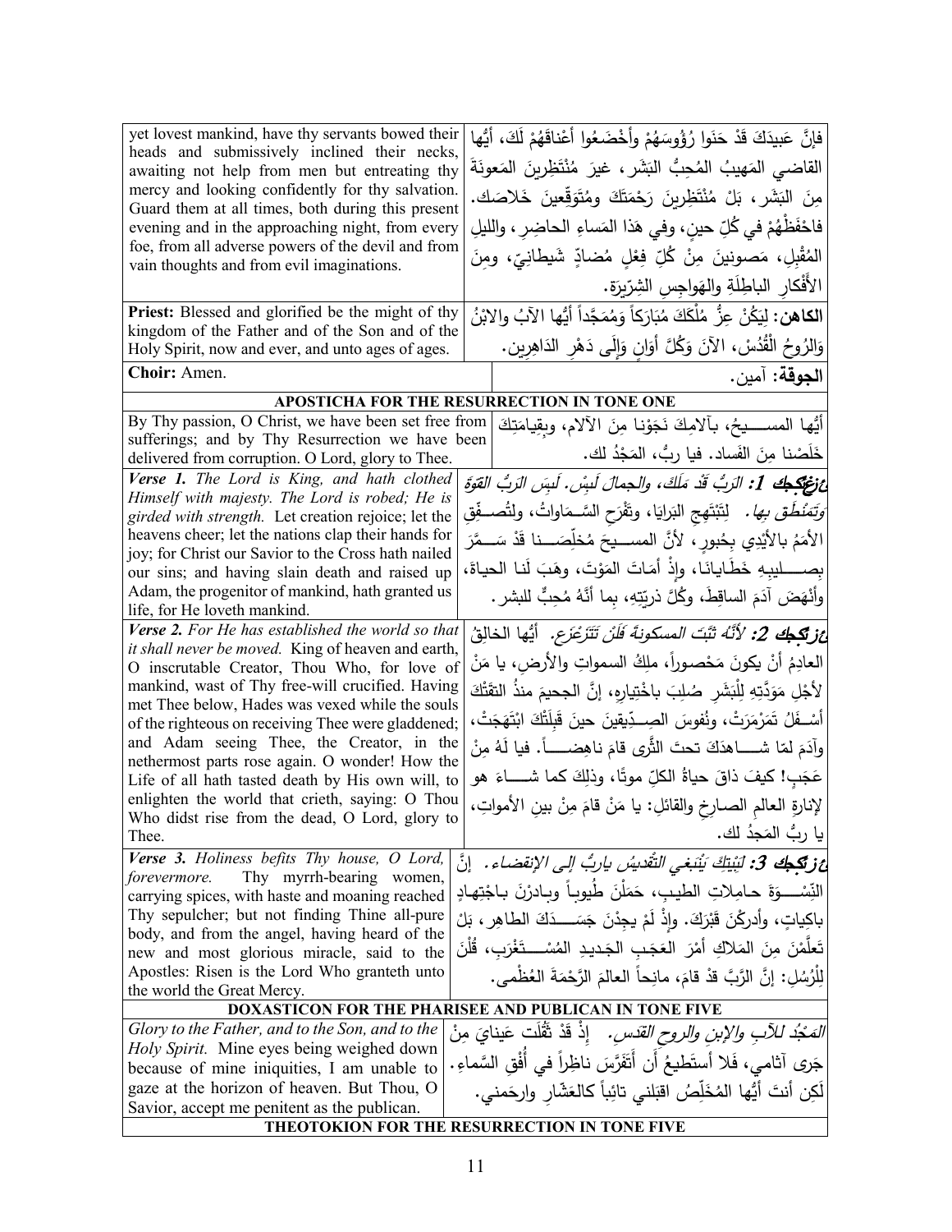| | |
|---|---|
| yet lovest mankind, have thy servants bowed their heads and submissively inclined their necks, awaiting not help from men but entreating thy mercy and looking confidently for thy salvation. Guard them at all times, both during this present evening and in the approaching night, from every foe, from all adverse powers of the devil and from vain thoughts and from evil imaginations. | فإنَّ عَبيدَكَ قَدْ حَنَوا رُؤُوسَهُمْ وأَخْضَعُوا أَعْناقَهُمْ لَكَ، أيُّها القاضي المَهيبُ المُحِبُّ البَشَر، غيرَ مُنْتَظِرينَ المَعونَةَ مِنَ البَشَر، بَلْ مُنْتَظِرينَ رَحْمَتَكَ ومُتَوَقِّعينَ خَلاصَك. فاحْفَظْهُمْ في كُلِّ حينٍ، وفي هَذا المَساءِ الحاضِرِ، والليلِ المُقْبِلِ، مَصونينَ مِنْ كُلِّ فِعْلٍ مُضادٍّ شَيطانِيّ، ومِنَ الأَفْكارِ الباطِلَةِ والهَواجِسِ الشِرِّيرَة. |
| **Priest:** Blessed and glorified be the might of thy kingdom of the Father and of the Son and of the Holy Spirit, now and ever, and unto ages of ages. | **الكاهن:** لِيَكُنْ عِزُّ مُلْكِكَ مُبَارَكاً وَمُمَجَّداً أيُّها الآبُ والابْنُ وَالرُوحُ الْقُدُسْ، الآنَ وَكُلَّ أوَانٍ وَإِلَى دَهْرِ الدَاهِرِين. |
| **Choir:** Amen. | **الجوقة:** آمين. |
| **APOSTICHA FOR THE RESURRECTION IN TONE ONE** | |
| By Thy passion, O Christ, we have been set free from sufferings; and by Thy Resurrection we have been delivered from corruption. O Lord, glory to Thee. | أيُّها المسيحُ، بآلامِكَ نَجَوْنا مِنَ الآلام، وبقِيامَتِكَ خَلَصْنا مِنَ الفَساد. فيا ربُّ، المَجْدُ لك. |
| ***Verse 1.** The Lord is King, and hath clothed Himself with majesty. The Lord is robed; He is girded with strength.* Let creation rejoice; let the heavens cheer; let the nations clap their hands for joy; for Christ our Savior to the Cross hath nailed our sins; and having slain death and raised up Adam, the progenitor of mankind, hath granted us life, for He loveth mankind. | ***ع1:** الرَّبُّ قَدْ مَلَكَ، والجمالَ لَبِسَ. لَبِسَ الرَّبُّ القوّةَ وتَمَنْطَقَ بها.* لِتَبْتَهِجِ البَرايا، وتَفْرَحِ السَّماواتُ، ولتُصفِّقِ الأمَمُ بالأيْدي بِحُبورٍ، لأنَّ المسيحَ مُخلِّصَنا قدْ سَمَّرَ بِصليبِهِ خَطَايانا، وإذْ أماتَ المَوْتَ، وهَبَ لَنا الحياةَ، وأنْهَضَ آدَمَ الساقِطَ، وكُلَّ ذريّتِهِ، بما أنَّهُ مُحِبٌّ للبشر. |
| ***Verse 2.** For He has established the world so that it shall never be moved.* King of heaven and earth, O inscrutable Creator, Thou Who, for love of mankind, wast of Thy free-will crucified. Having met Thee below, Hades was vexed while the souls of the righteous on receiving Thee were gladdened; and Adam seeing Thee, the Creator, in the nethermost parts rose again. O wonder! How the Life of all hath tasted death by His own will, to enlighten the world that crieth, saying: O Thou Who didst rise from the dead, O Lord, glory to Thee. | ***ع2:** لأنّهُ ثَبَّتَ المسكونةَ فَلَنْ تَتَزَعْزَع.* أيُّها الخالِقُ العادِمُ أنْ يكونَ مَحْصوراً، ملِكُ السمواتِ والأرض، يا مَنْ لأجْلِ مَوَدَّتِهِ لِلْبَشَرِ صُلِبَ باخْتِيارِه، إنَّ الجحيمَ منذُ التَقَتْكَ أسفَلُ تَمَرْمَرَتْ، ونُفوسَ الصِدّيقينَ حينَ قَبِلَتْكَ ابْتَهَجَتْ، وآدَمَ لمّا شاهدَكَ تحتَ الثَّرى قامَ ناهِضاً. فيا لَهُ مِنْ عَجَبٍ! كيفَ ذاقَ حياةُ الكلِّ موتًا، وذلِكَ كما شاءَ هو لإنارةِ العالمِ الصارِخِ والقائلِ: يا مَنْ قامَ مِنْ بينِ الأمواتِ، يا ربُّ المَجدُ لك. |
| ***Verse 3.** Holiness befits Thy house, O Lord, forevermore.* Thy myrrh-bearing women, carrying spices, with haste and moaning reached Thy sepulcher; but not finding Thine all-pure body, and from the angel, having heard of the new and most glorious miracle, said to the Apostles: Risen is the Lord Who granteth unto the world the Great Mercy. | ***ع3:** لِبَيْتِكَ يَنْبَغي التَّقديسُ ياربُّ إلى الإنقضاء.* إنَّ النِّسوَةَ حامِلاتِ الطيبِ، حَمَلْنَ طُيوباً وبادرْنَ باجْتِهادٍ باكِياتٍ، وأدركْنَ قَبْرَكَ. وإذْ لَمْ يجِدْنَ جَسَدَكَ الطاهِر، بَلْ تَعلَّمْنَ مِنَ المَلاكِ أمْرَ العَجَبِ الجَديدِ المُستَغْرَبِ، قُلْنَ لِلْرُسُلِ: إنَّ الرَّبَّ قدْ قامَ، مانِحاً العالمَ الرَّحْمَةَ العُظْمى. |
| **DOXASTICON FOR THE PHARISEE AND PUBLICAN IN TONE FIVE** | |
| *Glory to the Father, and to the Son, and to the Holy Spirit.* Mine eyes being weighed down because of mine iniquities, I am unable to gaze at the horizon of heaven. But Thou, O Savior, accept me penitent as the publican. | *المَجْدُ للآبِ والإبنِ والروحِ القدس.* إذْ قَدْ ثَقُلَت عَينايَ مِنْ جَرى آثامي، فَلا أستَطيعُ أَن أَتَفَرَّسَ ناظِراً في أُفُقِ السَّماءِ. لَكِن أنتَ أيُّها المُخَلِّصُ اقبَلني تائِباً كالعَشّارِ وارحَمني. |
| **THEOTOKION FOR THE RESURRECTION IN TONE FIVE** | |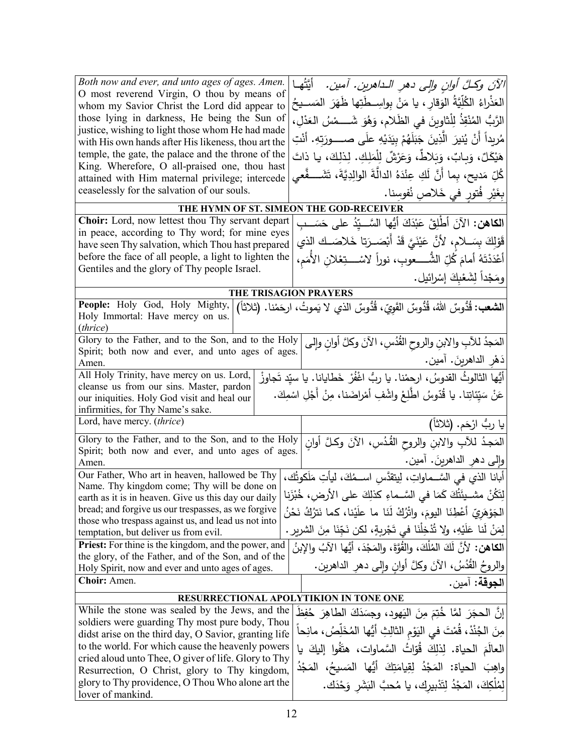| *Both now and ever, and unto ages of ages. Amen.* O most reverend Virgin, O thou by means of whom my Savior Christ the Lord did appear to those lying in darkness, He being the Sun of justice, wishing to light those whom He had made with His own hands after His likeness, thou art the temple, the gate, the palace and the throne of the King. Wherefore, O all-praised one, thou hast attained with Him maternal privilege; intercede ceaselessly for the salvation of our souls. | *الآنَ وكلَّ أوانٍ وإلى دهرِ الداهرين. آمين.* أيَّتُها العَذْراءُ الكُلِّيَّةُ الوَقارِ، يا مَنْ بِواسِطَتِها ظَهَرَ المَسيحُ الرَّبُّ المُنْقِذُ لِلْثاوينَ في الظَلام، وَهُوَ شَمْسُ العَدْلِ، مُريداً أَنْ يُنيرَ الَّذِينَ جَبَلَهُمْ بِيَدَيْهِ علَى صورَتِهِ. أَنْتِ هَيْكَلٌ، وَبابٌ، وَبَلاطٌ، وَعَرْشٌ لِلْمَلِكِ. لِذلِكَ، يا ذاتَ كُلِّ مَديحٍ، بِما أَنَّ لَكِ عِنْدَهُ الدالَّةَ الوالِدِيَّةَ، تَشَفَّعي بِغَيْرِ فُتورٍ في خَلاصِ نُفوسِنا. |
|---|---|
| **THE HYMN OF ST. SIMEON THE GOD-RECEIVER** | |
| **Choir:** Lord, now lettest thou Thy servant depart in peace, according to Thy word; for mine eyes have seen Thy salvation, which Thou hast prepared before the face of all people, a light to lighten the Gentiles and the glory of Thy people Israel. | **الكاهن:** الآنَ أَطْلِقْ عَبْدَكَ أَيُّها السَّيِّدُ على حَسَبِ قَوْلِكَ بِسَلامٍ، لأَنَّ عَيْنَيَّ قَدْ أَبْصَرَتا خَلاصَك الذي أَعْدَدْتَهُ أمامَ كُلِّ الشُّعوبِ، نوراً لاسْتِعْلانِ الأُمَمِ، ومَجْداً لِشَعْبِكَ إسْرائيل. |
| **THE TRISAGION PRAYERS** | |
| **People:** Holy God, Holy Mighty, Holy Immortal: Have mercy on us. (*thrice*) | **الشعب:** قُدُّوسٌ اللهُ، قُدُّوسٌ القَوِيّ، قُدُّوسٌ الذي لا يَموتُ، ارحَمْنا. (ثلاثاً) |
| Glory to the Father, and to the Son, and to the Holy Spirit; both now and ever, and unto ages of ages. Amen. | المَجدُ للآبِ والابنِ والروحِ القُدُسِ، الآنَ وكلَّ أوانٍ وإلى دَهْرِ الداهرينَ. آمين. |
| All Holy Trinity, have mercy on us. Lord, cleanse us from our sins. Master, pardon our iniquities. Holy God visit and heal our infirmities, for Thy Name's sake. | أيُّها الثالوثُ القدوسُ، ارحمْنا. يا ربُّ اغْفُرْ خَطايانا. يا سيِّد تَجاوزْ عَنْ سَيِّئاتِنا. يا قُدّوسُ اطَّلِعْ واشْفِ أَمْراضَنا، مِنْ أَجْلِ اسْمِكَ. |
| Lord, have mercy. (*thrice*) | يا ربُّ ارْحَم. (ثلاثاً) |
| Glory to the Father, and to the Son, and to the Holy Spirit; both now and ever, and unto ages of ages. Amen. | المَجدُ للآبِ والابنِ والروحِ القُدُسِ، الآنَ وكلَّ أوانٍ وإلى دهرِ الداهرينَ. آمين. |
| Our Father, Who art in heaven, hallowed be Thy Name. Thy kingdom come; Thy will be done on earth as it is in heaven. Give us this day our daily bread; and forgive us our trespasses, as we forgive those who trespass against us, and lead us not into temptation, but deliver us from evil. | أبانا الذي في السَّماواتِ، لِيتقدَّسِ اسمُكَ، ليأتِ مَلَكوتُكَ، لِتَكُنْ مشيئَتُكَ كَمَا في السَّماءِ كذلِكَ على الأرضِ، خُبْزَنا الجَوْهَرِيّ أَعْطِنَا اليومَ، واتْرُكْ لَنَا ما علَيْنا، كما نَتْرُكُ نَحْنُ لِمَنْ لَنا عَلَيْهِ، ولا تُدْخِلْنَا في تَجْرِبةٍ، لكن نَجِّنَا مِنَ الشرير. |
| **Priest:** For thine is the kingdom, and the power, and the glory, of the Father, and of the Son, and of the Holy Spirit, now and ever and unto ages of ages. | **الكاهن:** لأنَّ لَكَ المُلْكَ، والقُوَّةَ، والمَجْدَ، أيُّها الآبُ والإبنُ والروحُ القُدُسُ، الآنَ وكلَّ أوانٍ وإلى دهرِ الداهرين. |
| **Choir:** Amen. | **الجوقة:** آمين. |
| **RESURRECTIONAL APOLYTIKION IN TONE ONE** | |
| While the stone was sealed by the Jews, and the soldiers were guarding Thy most pure body, Thou didst arise on the third day, O Savior, granting life to the world. For which cause the heavenly powers cried aloud unto Thee, O giver of life. Glory to Thy Resurrection, O Christ, glory to Thy kingdom, glory to Thy providence, O Thou Who alone art the lover of mankind. | إنَّ الحجَرَ لمَّا خُتِمَ مِنَ اليَهود، وجسَدَكَ الطاهِرَ حُفِظَ مِنَ الجُنْدْ، قُمْتَ في اليَوْمِ الثالِثِ أيُّها المُخَلِّصُ، مانِحاً العالَمَ الحياة. لِذلِكَ قُوّاتُ السَّماوات، هتَفُوا إليكَ يا واهِبَ الحياة: المَجْدُ لِقِيامَتِكَ أيُّها المَسيحُ، المَجْدُ لِمُلْكِكَ، المَجْدُ لِتَدْبيرِك، يا مُحبَّ البَشَرِ وَحْدَك. |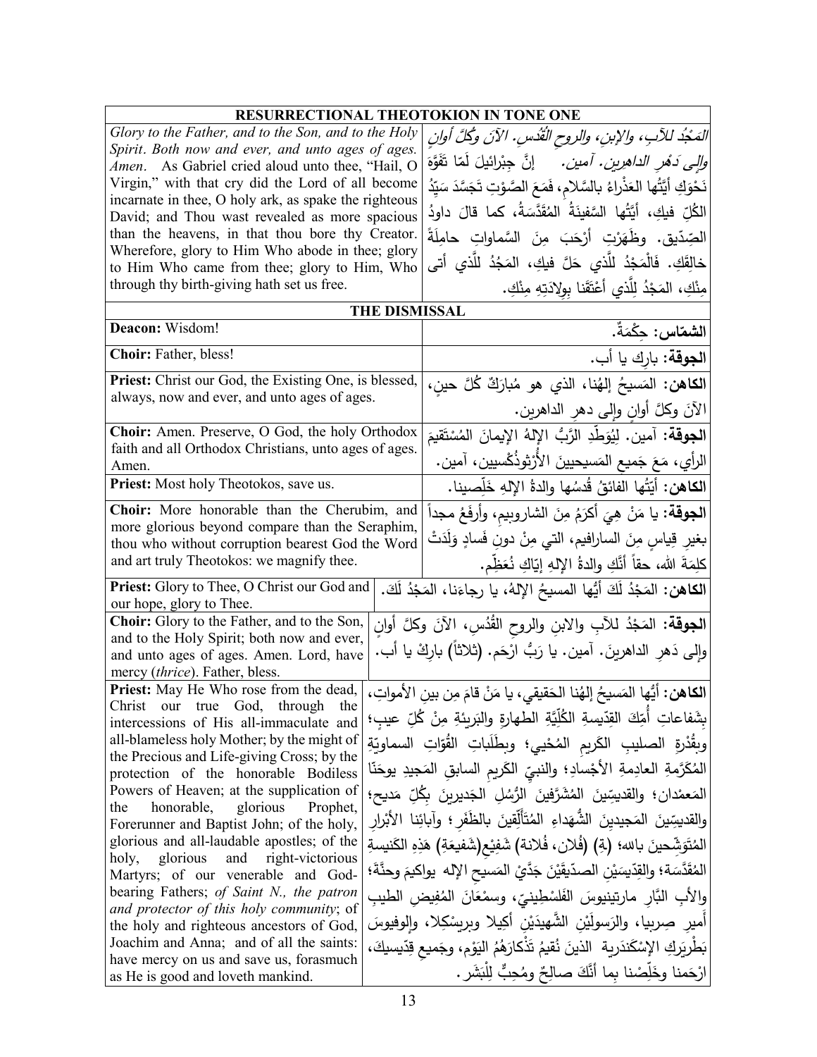| RESURRECTIONAL THEOTOKION IN TONE ONE | |
|---|---|
| *Glory to the Father, and to the Son, and to the Holy Spirit. Both now and ever, and unto ages of ages. Amen.* As Gabriel cried aloud unto thee, "Hail, O Virgin," with that cry did the Lord of all become incarnate in thee, O holy ark, as spake the righteous David; and Thou wast revealed as more spacious than the heavens, in that thou bore thy Creator. Wherefore, glory to Him Who abode in thee; glory to Him Who came from thee; glory to Him, Who through thy birth-giving hath set us free. | *المَجْدُ للآبِ، والإبنِ، والروحِ القُدُسِ. الآنَ وكُلَّ أوانٍ وإلى دَهْرِ الداهرين. آمين.* إنَّ جِبْرائيلَ لَمّا تَفَوَّهَ نَحْوَكِ أَيَّتُها العَذْراءُ بالسَّلامِ، فَمَعَ الصَّوْتِ تَجَسَّدَ سَيِّدُ الكُلِّ فيكِ، أَيَّتُها السَّفينَةُ المُقَدَّسَةُ، كما قالَ داودُ الصِّدّيق. وظَهَرْتِ أرْحَبَ مِنَ السَّماواتِ حامِلَةً خالِقَكِ. فَالْمَجْدُ لِلَّذي حَلَّ فيكِ، المَجْدُ لِلَّذي أتى مِنْكِ، المَجْدُ لِلَّذي أعْتَقَنا بِوِلادَتِهِ مِنْكِ. |
| **THE DISMISSAL** | |
| **Deacon:** Wisdom! | **الشمّاس:** حِكْمَةٌ. |
| **Choir:** Father, bless! | **الجوقة:** بارِك يا أب. |
| **Priest:** Christ our God, the Existing One, is blessed, always, now and ever, and unto ages of ages. | **الكاهن:** المَسيحُ إلهُنا، الذي هو مُبارَكٌ كُلَّ حينٍ، الآنَ وكلَّ أوانٍ وإلى دهرِ الداهرين. |
| **Choir:** Amen. Preserve, O God, the holy Orthodox faith and all Orthodox Christians, unto ages of ages. Amen. | **الجوقة:** آمين. لِيُوَطِّدِ الرَّبُّ الإلهُ الإيمانَ المُسْتَقيمَ الرأيِ، مَعَ جَميعِ المَسيحيينَ الأُرْثوذُكْسيين، آمين. |
| **Priest:** Most holy Theotokos, save us. | **الكاهن:** أيَّتُها الفائقُ قُدسُها والدةُ الإلهِ خَلِّصينا. |
| **Choir:** More honorable than the Cherubim, and more glorious beyond compare than the Seraphim, thou who without corruption bearest God the Word and art truly Theotokos: we magnify thee. | **الجوقة:** يا مَنْ هِيَ أكرَمُ مِنَ الشاروبيمِ، وأرفَعُ مجداً بغيرِ قِياسٍ مِنَ السارافيم، التي مِنْ دونِ فَسادٍ وَلَدَتْ كلِمَةَ الله، حقاً أنَّكِ والدةُ الإلهِ إيّاكِ نُعَظِّم. |
| **Priest:** Glory to Thee, O Christ our God and our hope, glory to Thee. | **الكاهن:** المَجْدُ لَكَ أيُّها المسيحُ الإلهُ، يا رجاءَنا، المَجْدُ لَكَ. |
| **Choir:** Glory to the Father, and to the Son, and to the Holy Spirit; both now and ever, and unto ages of ages. Amen. Lord, have mercy (*thrice*). Father, bless. | **الجوقة:** المَجْدُ للآبِ والابنِ والروحِ القُدُسِ، الآنَ وكلَّ أوانٍ وإلى دَهرِ الداهرينَ. آمين. يا رَبُّ ارْحَم. (ثلاثاً) بارِكْ يا أب. |
| **Priest:** May He Who rose from the dead, Christ our true God, through the intercessions of His all-immaculate and all-blameless holy Mother; by the might of the Precious and Life-giving Cross; by the protection of the honorable Bodiless Powers of Heaven; at the supplication of the honorable, glorious Prophet, Forerunner and Baptist John; of the holy, glorious and all-laudable apostles; of the holy, glorious and right-victorious Martyrs; of our venerable and God-bearing Fathers; *of Saint N., the patron and protector of this holy community*; of the holy and righteous ancestors of God, Joachim and Anna; and of all the saints: have mercy on us and save us, forasmuch as He is good and loveth mankind. | **الكاهن:** أَيُّها المَسيحُ إلهُنا الحَقيقي، يا مَنْ قامَ مِن بينِ الأمواتِ، بِشَفاعاتِ أُمِّكَ القدّيسةِ الكُلِّيَّةِ الطهارةِ والبَريئةِ مِنْ كُلِّ عيبٍ؛ وبِقُدْرةِ الصليبِ الكَريمِ المُحْيي؛ وبطَلَباتِ القُوّاتِ السماويّةِ المُكَرَّمةِ العادِمةِ الأجْسادِ؛ والنبيِّ الكَريمِ السابقِ المَجيدِ يوحَنّا المَعمْدان؛ والقديسّينَ المُشَرَّفينَ الرُّسُلِ الجَديرينَ بِكُلِّ مَديحٍ؛ والقديسّينَ المَجيدينَ الشُّهَداءِ المُتَأَلِّقينَ بالظَفَرِ؛ وآبائِنا الأبْرارِ المُتَوَشِّحينَ بالله؛ (ةِ) (فُلان، فُلانة) شَفيْع(شَفيعَة) هَذِهِ الكَنيسةِ المُقَدَّسَة؛ والقِدّيسَيْنِ الصدّيقَيْنِ جَدَّيْ المَسيحِ الإلهِ يواكيمَ وحنَّةَ؛ والأبِ البَّارِ مارتينيوس الفَلَسْطينيّ، وسِمْعَانَ المُفيضِ الطيبِ أَميرِ صِربيا، والرَسولَيْنِ الشَّهيدَيْنِ أكيلا وبريسْكِلا، والِوفيوسَ بَطْرِيَرِكِ الإسْكَندَرية الذينَ نُقيمُ تَذْكارَهُمُ اليَوْم، وجَميعِ قِدّيسيكَ، ارْحَمنا وخَلِّصْنا بِما أَنَّكَ صالِحٌ ومُحِبٌّ لِلْبَشَر. |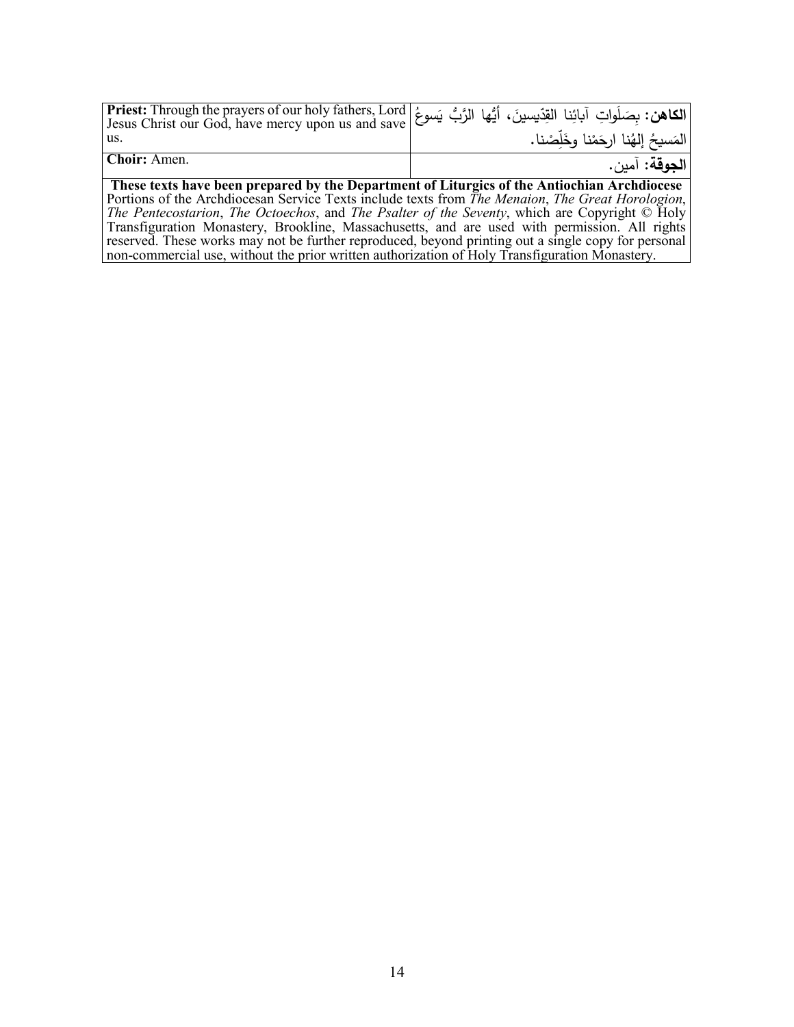| | |
|---|---|
| **Priest:** Through the prayers of our holy fathers, Lord Jesus Christ our God, have mercy upon us and save us. | **الكاهن:** بِصَلَواتِ آبائِنا القِدّيسينَ، أيُّها الرَّبُّ يَسوعُ المَسيحُ إلهُنا ارحَمْنا وخَلِّصْنا. |
| **Choir:** Amen. | **الجوقة:** آمين. |

**These texts have been prepared by the Department of Liturgics of the Antiochian Archdiocese**
Portions of the Archdiocesan Service Texts include texts from *The Menaion*, *The Great Horologion*, *The Pentecostarion*, *The Octoechos*, and *The Psalter of the Seventy*, which are Copyright © Holy Transfiguration Monastery, Brookline, Massachusetts, and are used with permission. All rights reserved. These works may not be further reproduced, beyond printing out a single copy for personal non-commercial use, without the prior written authorization of Holy Transfiguration Monastery.